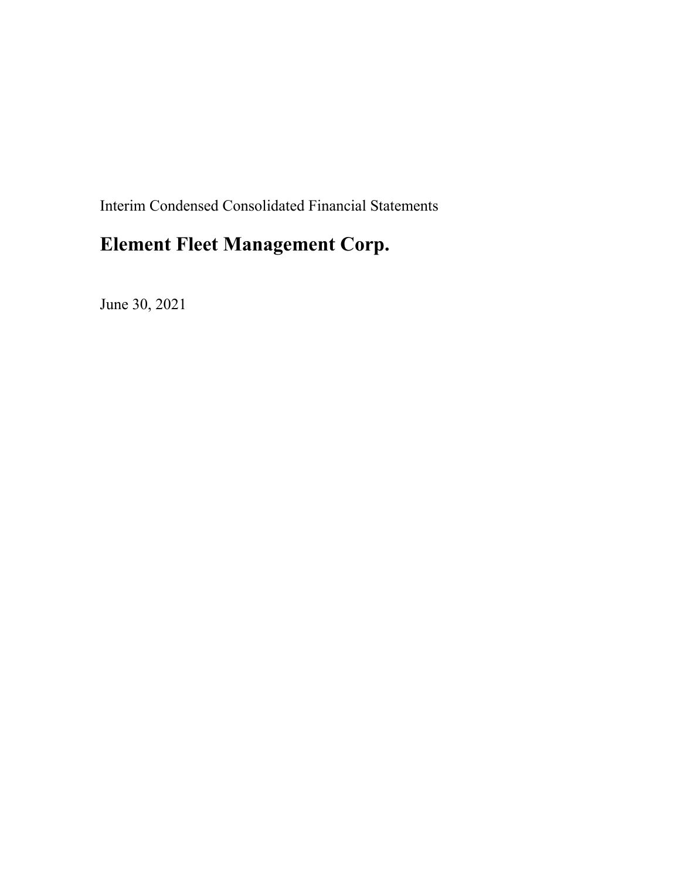Interim Condensed Consolidated Financial Statements

# Element Fleet Management Corp.

June 30, 2021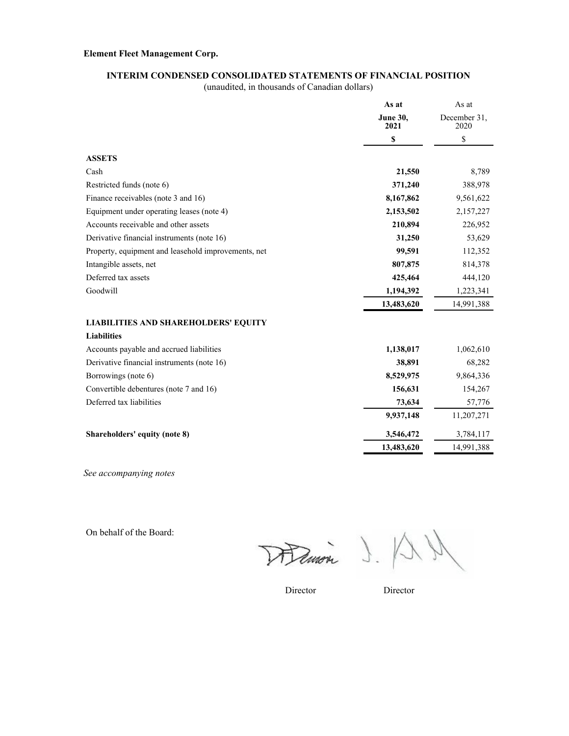**Element Fleet Management Corp.**

## INTERIM CONDENSED CONSOLIDATED STATEMENTS OF FINANCIAL POSITION

(unaudited, in thousands of Canadian dollars)

| | **As at June 30, 2021** | As at December 31, 2020 |
|---|---|---|
| | **$** | $ |
| **ASSETS** | | |
| Cash | **21,550** | 8,789 |
| Restricted funds (note 6) | **371,240** | 388,978 |
| Finance receivables (note 3 and 16) | **8,167,862** | 9,561,622 |
| Equipment under operating leases (note 4) | **2,153,502** | 2,157,227 |
| Accounts receivable and other assets | **210,894** | 226,952 |
| Derivative financial instruments (note 16) | **31,250** | 53,629 |
| Property, equipment and leasehold improvements, net | **99,591** | 112,352 |
| Intangible assets, net | **807,875** | 814,378 |
| Deferred tax assets | **425,464** | 444,120 |
| Goodwill | **1,194,392** | 1,223,341 |
| | **13,483,620** | 14,991,388 |
| **LIABILITIES AND SHAREHOLDERS' EQUITY** | | |
| **Liabilities** | | |
| Accounts payable and accrued liabilities | **1,138,017** | 1,062,610 |
| Derivative financial instruments (note 16) | **38,891** | 68,282 |
| Borrowings (note 6) | **8,529,975** | 9,864,336 |
| Convertible debentures (note 7 and 16) | **156,631** | 154,267 |
| Deferred tax liabilities | **73,634** | 57,776 |
| | **9,937,148** | 11,207,271 |
| **Shareholders' equity (note 8)** | **3,546,472** | 3,784,117 |
| | **13,483,620** | 14,991,388 |

*See accompanying notes*

On behalf of the Board:

Director Director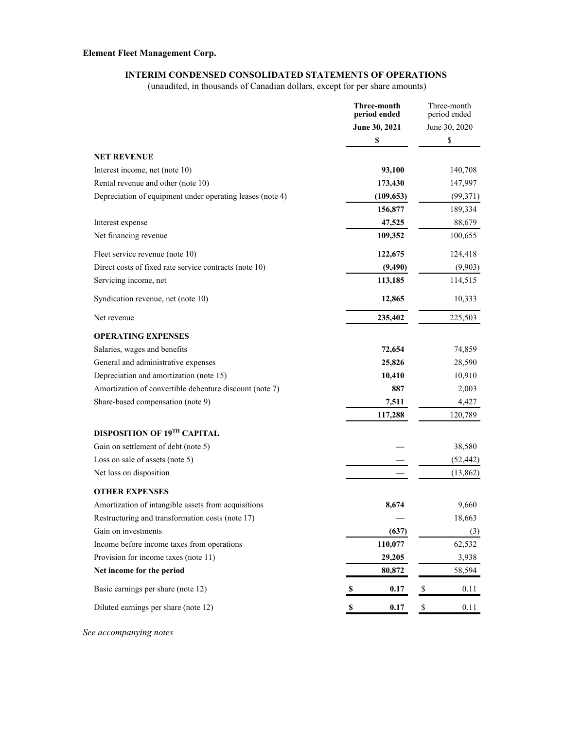**Element Fleet Management Corp.**

## INTERIM CONDENSED CONSOLIDATED STATEMENTS OF OPERATIONS

(unaudited, in thousands of Canadian dollars, except for per share amounts)

| | **Three-month period ended June 30, 2021** | Three-month period ended June 30, 2020 |
|---|---|---|
| | **$** | $ |
| **NET REVENUE** | | |
| Interest income, net (note 10) | **93,100** | 140,708 |
| Rental revenue and other (note 10) | **173,430** | 147,997 |
| Depreciation of equipment under operating leases (note 4) | **(109,653)** | (99,371) |
| | **156,877** | 189,334 |
| Interest expense | **47,525** | 88,679 |
| Net financing revenue | **109,352** | 100,655 |
| Fleet service revenue (note 10) | **122,675** | 124,418 |
| Direct costs of fixed rate service contracts (note 10) | **(9,490)** | (9,903) |
| Servicing income, net | **113,185** | 114,515 |
| Syndication revenue, net (note 10) | **12,865** | 10,333 |
| Net revenue | **235,402** | 225,503 |
| **OPERATING EXPENSES** | | |
| Salaries, wages and benefits | **72,654** | 74,859 |
| General and administrative expenses | **25,826** | 28,590 |
| Depreciation and amortization (note 15) | **10,410** | 10,910 |
| Amortization of convertible debenture discount (note 7) | **887** | 2,003 |
| Share-based compensation (note 9) | **7,511** | 4,427 |
| | **117,288** | 120,789 |
| **DISPOSITION OF 19TH CAPITAL** | | |
| Gain on settlement of debt (note 5) | **—** | 38,580 |
| Loss on sale of assets (note 5) | **—** | (52,442) |
| Net loss on disposition | **—** | (13,862) |
| **OTHER EXPENSES** | | |
| Amortization of intangible assets from acquisitions | **8,674** | 9,660 |
| Restructuring and transformation costs (note 17) | **—** | 18,663 |
| Gain on investments | **(637)** | (3) |
| Income before income taxes from operations | **110,077** | 62,532 |
| Provision for income taxes (note 11) | **29,205** | 3,938 |
| **Net income for the period** | **80,872** | 58,594 |
| Basic earnings per share (note 12) | **$ 0.17** | $ 0.11 |
| Diluted earnings per share (note 12) | **$ 0.17** | $ 0.11 |

*See accompanying notes*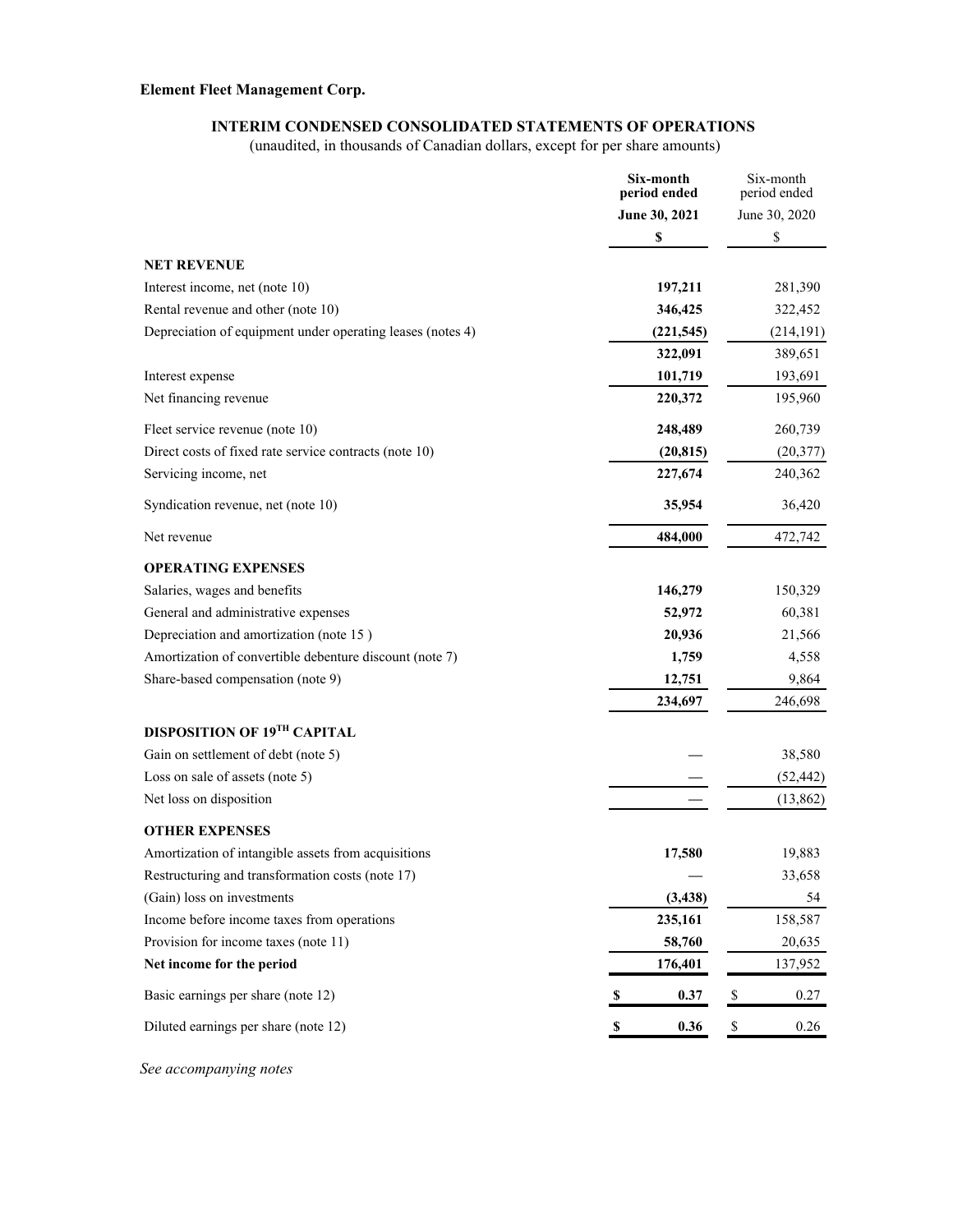**Element Fleet Management Corp.**

# INTERIM CONDENSED CONSOLIDATED STATEMENTS OF OPERATIONS

(unaudited, in thousands of Canadian dollars, except for per share amounts)

| | **Six-month period ended June 30, 2021** | Six-month period ended June 30, 2020 |
|---|---|---|
| | **$** | $ |
| **NET REVENUE** | | |
| Interest income, net (note 10) | **197,211** | 281,390 |
| Rental revenue and other (note 10) | **346,425** | 322,452 |
| Depreciation of equipment under operating leases (notes 4) | **(221,545)** | (214,191) |
| | **322,091** | 389,651 |
| Interest expense | **101,719** | 193,691 |
| Net financing revenue | **220,372** | 195,960 |
| Fleet service revenue (note 10) | **248,489** | 260,739 |
| Direct costs of fixed rate service contracts (note 10) | **(20,815)** | (20,377) |
| Servicing income, net | **227,674** | 240,362 |
| Syndication revenue, net (note 10) | **35,954** | 36,420 |
| Net revenue | **484,000** | 472,742 |
| **OPERATING EXPENSES** | | |
| Salaries, wages and benefits | **146,279** | 150,329 |
| General and administrative expenses | **52,972** | 60,381 |
| Depreciation and amortization (note 15 ) | **20,936** | 21,566 |
| Amortization of convertible debenture discount (note 7) | **1,759** | 4,558 |
| Share-based compensation (note 9) | **12,751** | 9,864 |
| | **234,697** | 246,698 |
| **DISPOSITION OF 19TH CAPITAL** | | |
| Gain on settlement of debt (note 5) | **—** | 38,580 |
| Loss on sale of assets (note 5) | **—** | (52,442) |
| Net loss on disposition | **—** | (13,862) |
| **OTHER EXPENSES** | | |
| Amortization of intangible assets from acquisitions | **17,580** | 19,883 |
| Restructuring and transformation costs (note 17) | **—** | 33,658 |
| (Gain) loss on investments | **(3,438)** | 54 |
| Income before income taxes from operations | **235,161** | 158,587 |
| Provision for income taxes (note 11) | **58,760** | 20,635 |
| **Net income for the period** | **176,401** | 137,952 |
| Basic earnings per share (note 12) | **$ 0.37** | $ 0.27 |
| Diluted earnings per share (note 12) | **$ 0.36** | $ 0.26 |

*See accompanying notes*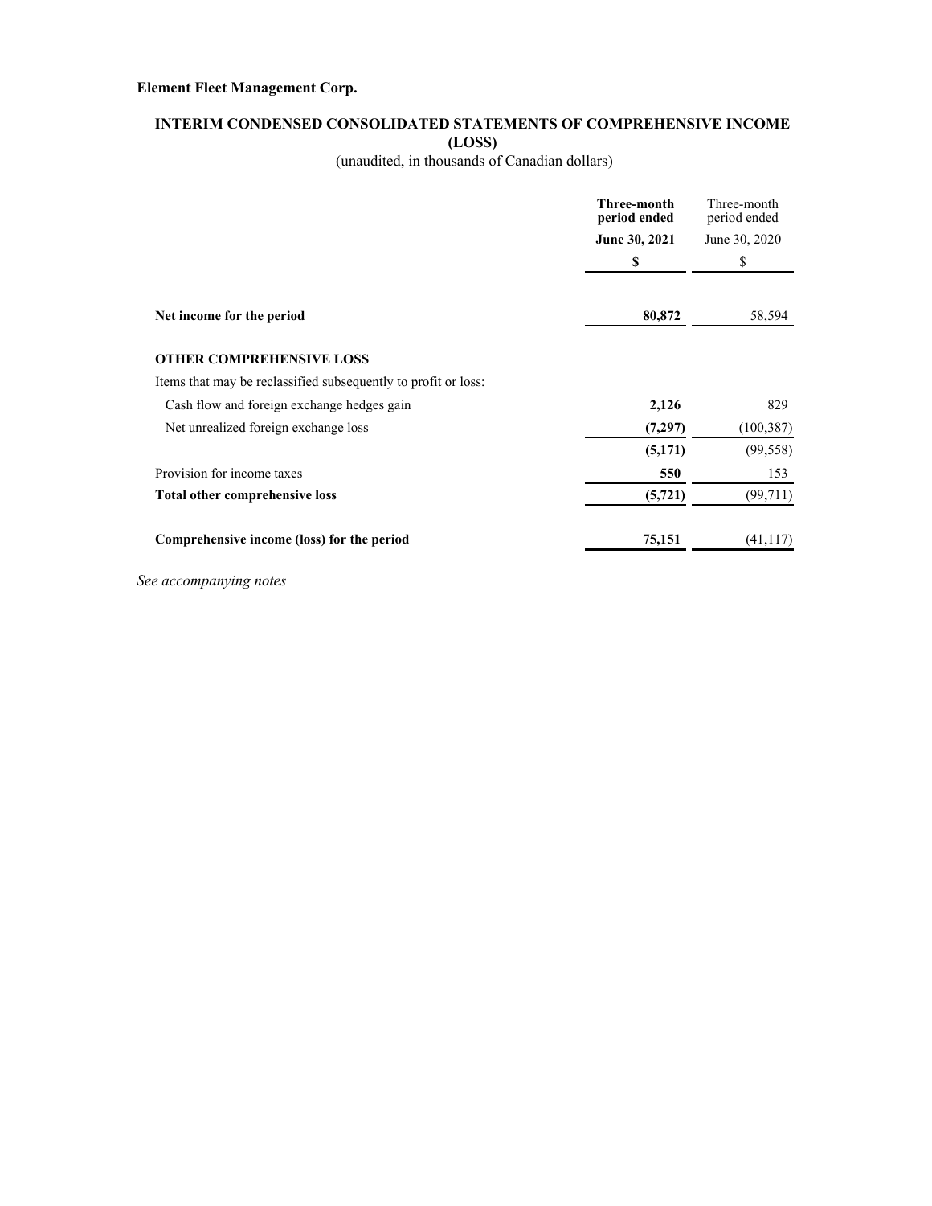**Element Fleet Management Corp.**

## INTERIM CONDENSED CONSOLIDATED STATEMENTS OF COMPREHENSIVE INCOME (LOSS)

(unaudited, in thousands of Canadian dollars)

| | **Three-month period ended June 30, 2021** | Three-month period ended June 30, 2020 |
|---|---|---|
| | **$** | $ |
| **Net income for the period** | **80,872** | 58,594 |
| **OTHER COMPREHENSIVE LOSS** | | |
| Items that may be reclassified subsequently to profit or loss: | | |
| Cash flow and foreign exchange hedges gain | **2,126** | 829 |
| Net unrealized foreign exchange loss | **(7,297)** | (100,387) |
| | **(5,171)** | (99,558) |
| Provision for income taxes | **550** | 153 |
| **Total other comprehensive loss** | **(5,721)** | (99,711) |
| **Comprehensive income (loss) for the period** | **75,151** | (41,117) |

*See accompanying notes*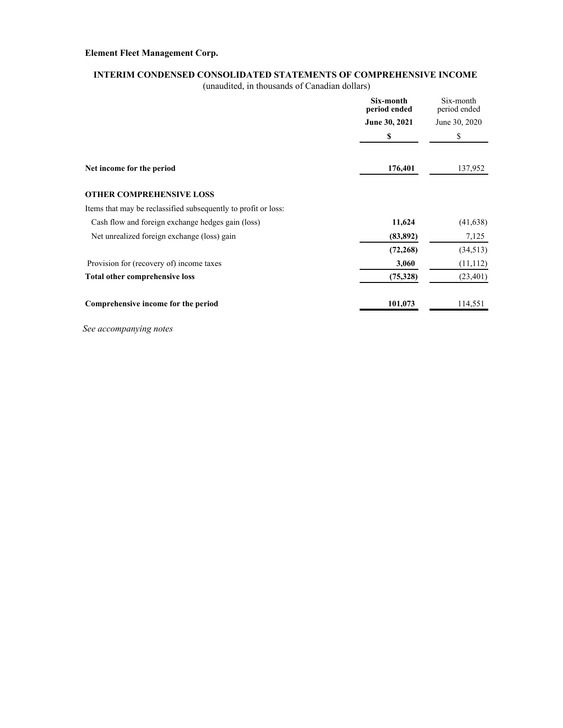**Element Fleet Management Corp.**

## INTERIM CONDENSED CONSOLIDATED STATEMENTS OF COMPREHENSIVE INCOME

(unaudited, in thousands of Canadian dollars)

| | **Six-month period ended June 30, 2021** | Six-month period ended June 30, 2020 |
|---|---|---|
| | **$** | $ |
| **Net income for the period** | **176,401** | 137,952 |
| **OTHER COMPREHENSIVE LOSS** | | |
| Items that may be reclassified subsequently to profit or loss: | | |
| Cash flow and foreign exchange hedges gain (loss) | **11,624** | (41,638) |
| Net unrealized foreign exchange (loss) gain | **(83,892)** | 7,125 |
| | **(72,268)** | (34,513) |
| Provision for (recovery of) income taxes | **3,060** | (11,112) |
| **Total other comprehensive loss** | **(75,328)** | (23,401) |
| **Comprehensive income for the period** | **101,073** | 114,551 |

*See accompanying notes*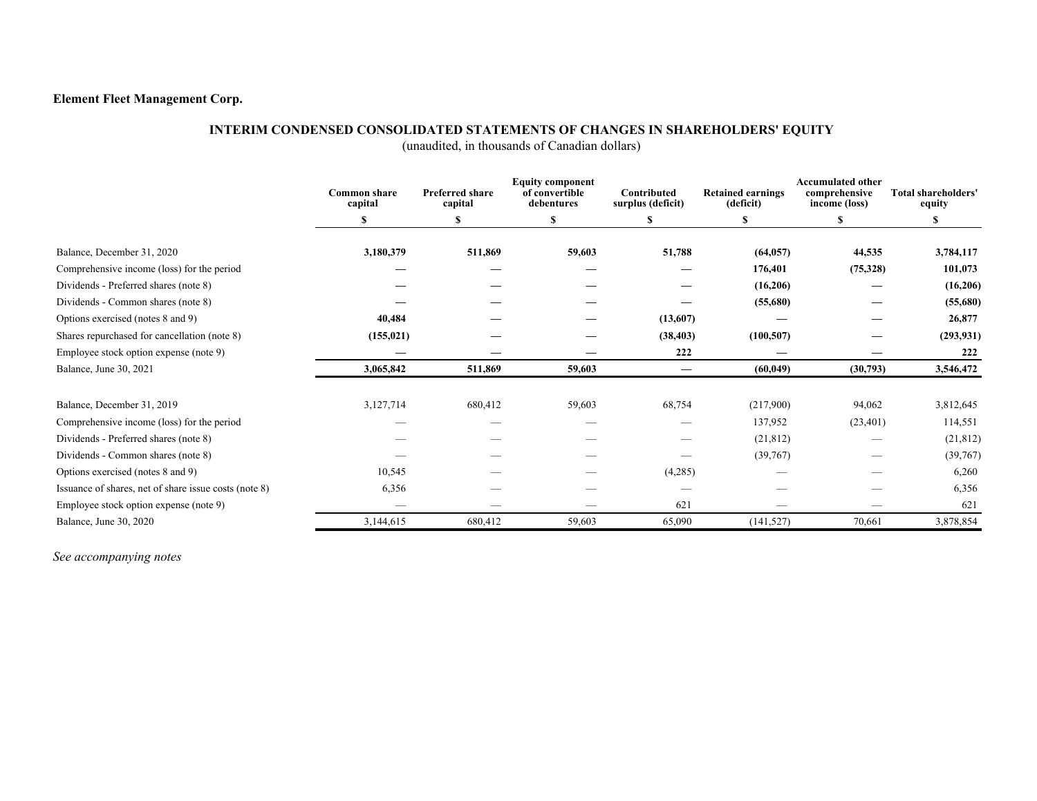**Element Fleet Management Corp.**

## INTERIM CONDENSED CONSOLIDATED STATEMENTS OF CHANGES IN SHAREHOLDERS' EQUITY

(unaudited, in thousands of Canadian dollars)

| | Common share capital | Preferred share capital | Equity component of convertible debentures | Contributed surplus (deficit) | Retained earnings (deficit) | Accumulated other comprehensive income (loss) | Total shareholders' equity |
|---|---|---|---|---|---|---|---|
| | $ | $ | $ | $ | $ | $ | $ |
| Balance, December 31, 2020 | **3,180,379** | **511,869** | **59,603** | **51,788** | **(64,057)** | **44,535** | **3,784,117** |
| Comprehensive income (loss) for the period | **—** | **—** | **—** | **—** | **176,401** | **(75,328)** | **101,073** |
| Dividends - Preferred shares (note 8) | **—** | **—** | **—** | **—** | **(16,206)** | **—** | **(16,206)** |
| Dividends - Common shares (note 8) | **—** | **—** | **—** | **—** | **(55,680)** | **—** | **(55,680)** |
| Options exercised (notes 8 and 9) | **40,484** | **—** | **—** | **(13,607)** | **—** | **—** | **26,877** |
| Shares repurchased for cancellation (note 8) | **(155,021)** | **—** | **—** | **(38,403)** | **(100,507)** | **—** | **(293,931)** |
| Employee stock option expense (note 9) | **—** | **—** | **—** | **222** | **—** | **—** | **222** |
| Balance, June 30, 2021 | **3,065,842** | **511,869** | **59,603** | **—** | **(60,049)** | **(30,793)** | **3,546,472** |
| | | | | | | | |
| Balance, December 31, 2019 | 3,127,714 | 680,412 | 59,603 | 68,754 | (217,900) | 94,062 | 3,812,645 |
| Comprehensive income (loss) for the period | — | — | — | — | 137,952 | (23,401) | 114,551 |
| Dividends - Preferred shares (note 8) | — | — | — | — | (21,812) | — | (21,812) |
| Dividends - Common shares (note 8) | — | — | — | — | (39,767) | — | (39,767) |
| Options exercised (notes 8 and 9) | 10,545 | — | — | (4,285) | — | — | 6,260 |
| Issuance of shares, net of share issue costs (note 8) | 6,356 | — | — | — | — | — | 6,356 |
| Employee stock option expense (note 9) | — | — | — | 621 | — | — | 621 |
| Balance, June 30, 2020 | 3,144,615 | 680,412 | 59,603 | 65,090 | (141,527) | 70,661 | 3,878,854 |

*See accompanying notes*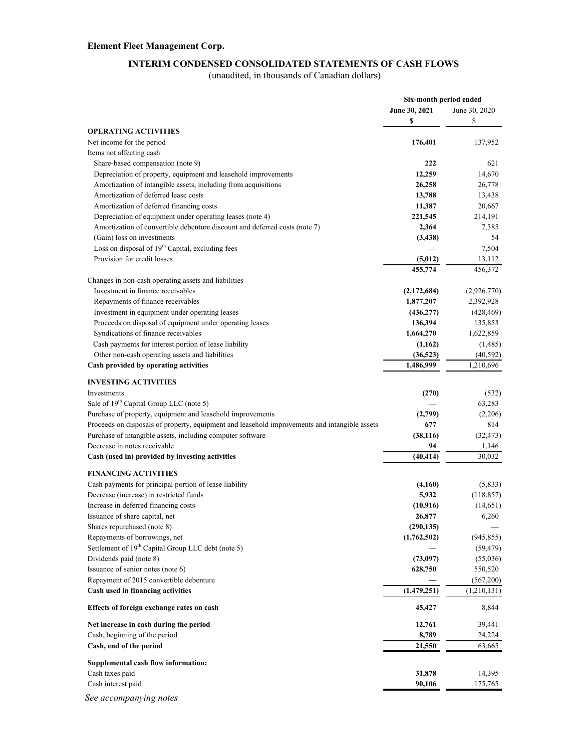**Element Fleet Management Corp.**

## INTERIM CONDENSED CONSOLIDATED STATEMENTS OF CASH FLOWS

(unaudited, in thousands of Canadian dollars)

| | Six-month period ended | |
|---|---|---|
| | **June 30, 2021** | June 30, 2020 |
| | **$** | $ |
| **OPERATING ACTIVITIES** | | |
| Net income for the period | **176,401** | 137,952 |
| Items not affecting cash | | |
| Share-based compensation (note 9) | **222** | 621 |
| Depreciation of property, equipment and leasehold improvements | **12,259** | 14,670 |
| Amortization of intangible assets, including from acquisitions | **26,258** | 26,778 |
| Amortization of deferred lease costs | **13,788** | 13,438 |
| Amortization of deferred financing costs | **11,387** | 20,667 |
| Depreciation of equipment under operating leases (note 4) | **221,545** | 214,191 |
| Amortization of convertible debenture discount and deferred costs (note 7) | **2,364** | 7,385 |
| (Gain) loss on investments | **(3,438)** | 54 |
| Loss on disposal of 19th Capital, excluding fees | **—** | 7,504 |
| Provision for credit losses | **(5,012)** | 13,112 |
| | **455,774** | 456,372 |
| Changes in non-cash operating assets and liabilities | | |
| Investment in finance receivables | **(2,172,684)** | (2,926,770) |
| Repayments of finance receivables | **1,877,207** | 2,392,928 |
| Investment in equipment under operating leases | **(436,277)** | (428,469) |
| Proceeds on disposal of equipment under operating leases | **136,394** | 135,853 |
| Syndications of finance receivables | **1,664,270** | 1,622,859 |
| Cash payments for interest portion of lease liability | **(1,162)** | (1,485) |
| Other non-cash operating assets and liabilities | **(36,523)** | (40,592) |
| **Cash provided by operating activities** | **1,486,999** | 1,210,696 |
| **INVESTING ACTIVITIES** | | |
| Investments | **(270)** | (532) |
| Sale of 19th Capital Group LLC (note 5) | **—** | 63,283 |
| Purchase of property, equipment and leasehold improvements | **(2,799)** | (2,206) |
| Proceeds on disposals of property, equipment and leasehold improvements and intangible assets | **677** | 814 |
| Purchase of intangible assets, including computer software | **(38,116)** | (32,473) |
| Decrease in notes receivable | **94** | 1,146 |
| **Cash (used in) provided by investing activities** | **(40,414)** | 30,032 |
| **FINANCING ACTIVITIES** | | |
| Cash payments for principal portion of lease liability | **(4,160)** | (5,833) |
| Decrease (increase) in restricted funds | **5,932** | (118,857) |
| Increase in deferred financing costs | **(10,916)** | (14,651) |
| Issuance of share capital, net | **26,877** | 6,260 |
| Shares repurchased (note 8) | **(290,135)** | — |
| Repayments of borrowings, net | **(1,762,502)** | (945,855) |
| Settlement of 19th Capital Group LLC debt (note 5) | **—** | (59,479) |
| Dividends paid (note 8) | **(73,097)** | (55,036) |
| Issuance of senior notes (note 6) | **628,750** | 550,520 |
| Repayment of 2015 convertible debenture | **—** | (567,200) |
| **Cash used in financing activities** | **(1,479,251)** | (1,210,131) |
| **Effects of foreign exchange rates on cash** | **45,427** | 8,844 |
| **Net increase in cash during the period** | **12,761** | 39,441 |
| Cash, beginning of the period | **8,789** | 24,224 |
| **Cash, end of the period** | **21,550** | 63,665 |
| **Supplemental cash flow information:** | | |
| Cash taxes paid | **31,878** | 14,395 |
| Cash interest paid | **90,106** | 175,765 |

*See accompanying notes*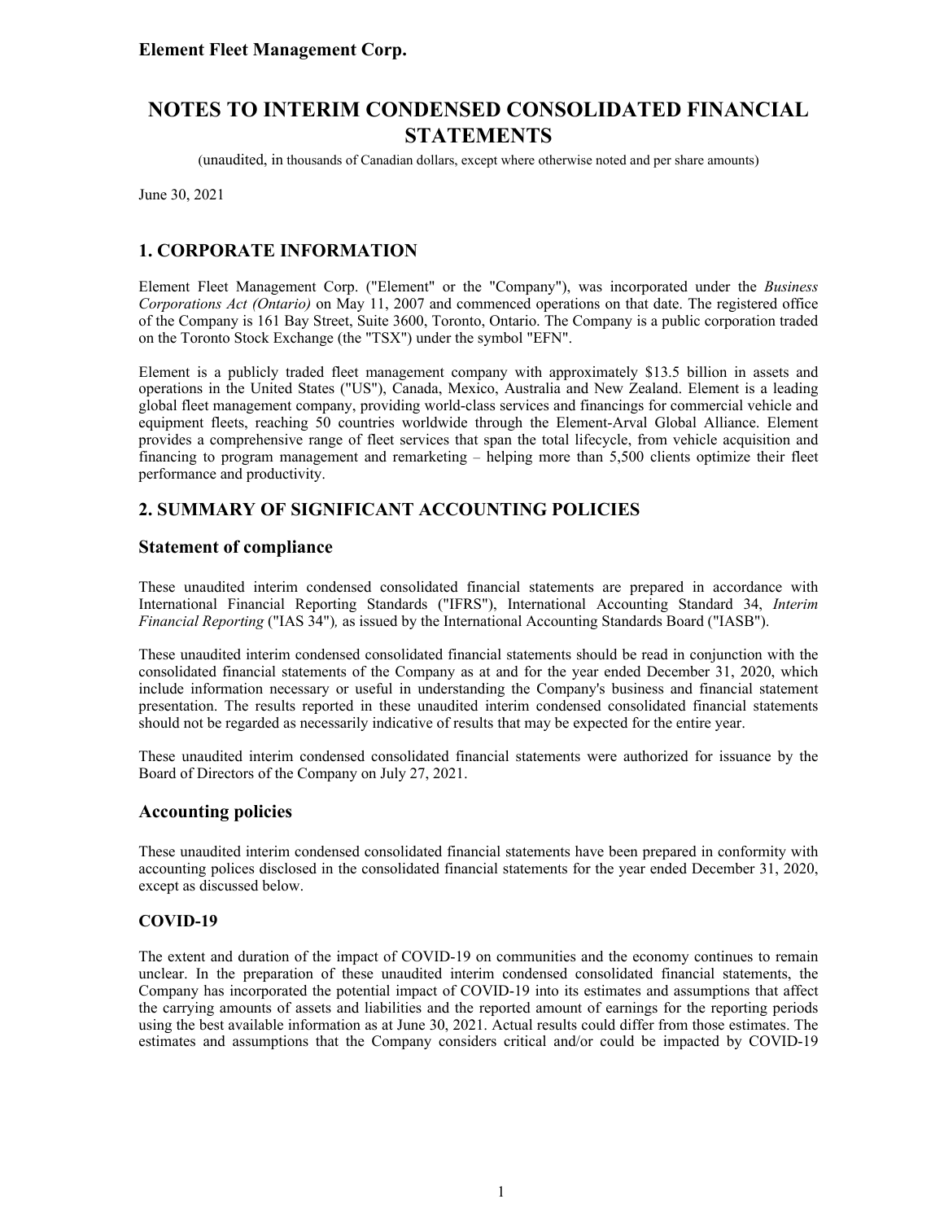**Element Fleet Management Corp.**

# NOTES TO INTERIM CONDENSED CONSOLIDATED FINANCIAL STATEMENTS

(unaudited, in thousands of Canadian dollars, except where otherwise noted and per share amounts)

June 30, 2021

## 1. CORPORATE INFORMATION

Element Fleet Management Corp. ("Element" or the "Company"), was incorporated under the *Business Corporations Act (Ontario)* on May 11, 2007 and commenced operations on that date. The registered office of the Company is 161 Bay Street, Suite 3600, Toronto, Ontario. The Company is a public corporation traded on the Toronto Stock Exchange (the "TSX") under the symbol "EFN".

Element is a publicly traded fleet management company with approximately $13.5 billion in assets and operations in the United States ("US"), Canada, Mexico, Australia and New Zealand. Element is a leading global fleet management company, providing world-class services and financings for commercial vehicle and equipment fleets, reaching 50 countries worldwide through the Element-Arval Global Alliance. Element provides a comprehensive range of fleet services that span the total lifecycle, from vehicle acquisition and financing to program management and remarketing – helping more than 5,500 clients optimize their fleet performance and productivity.

## 2. SUMMARY OF SIGNIFICANT ACCOUNTING POLICIES

### Statement of compliance

These unaudited interim condensed consolidated financial statements are prepared in accordance with International Financial Reporting Standards ("IFRS"), International Accounting Standard 34, *Interim Financial Reporting* ("IAS 34"), as issued by the International Accounting Standards Board ("IASB").

These unaudited interim condensed consolidated financial statements should be read in conjunction with the consolidated financial statements of the Company as at and for the year ended December 31, 2020, which include information necessary or useful in understanding the Company's business and financial statement presentation. The results reported in these unaudited interim condensed consolidated financial statements should not be regarded as necessarily indicative of results that may be expected for the entire year.

These unaudited interim condensed consolidated financial statements were authorized for issuance by the Board of Directors of the Company on July 27, 2021.

### Accounting policies

These unaudited interim condensed consolidated financial statements have been prepared in conformity with accounting polices disclosed in the consolidated financial statements for the year ended December 31, 2020, except as discussed below.

#### COVID-19

The extent and duration of the impact of COVID-19 on communities and the economy continues to remain unclear. In the preparation of these unaudited interim condensed consolidated financial statements, the Company has incorporated the potential impact of COVID-19 into its estimates and assumptions that affect the carrying amounts of assets and liabilities and the reported amount of earnings for the reporting periods using the best available information as at June 30, 2021. Actual results could differ from those estimates. The estimates and assumptions that the Company considers critical and/or could be impacted by COVID-19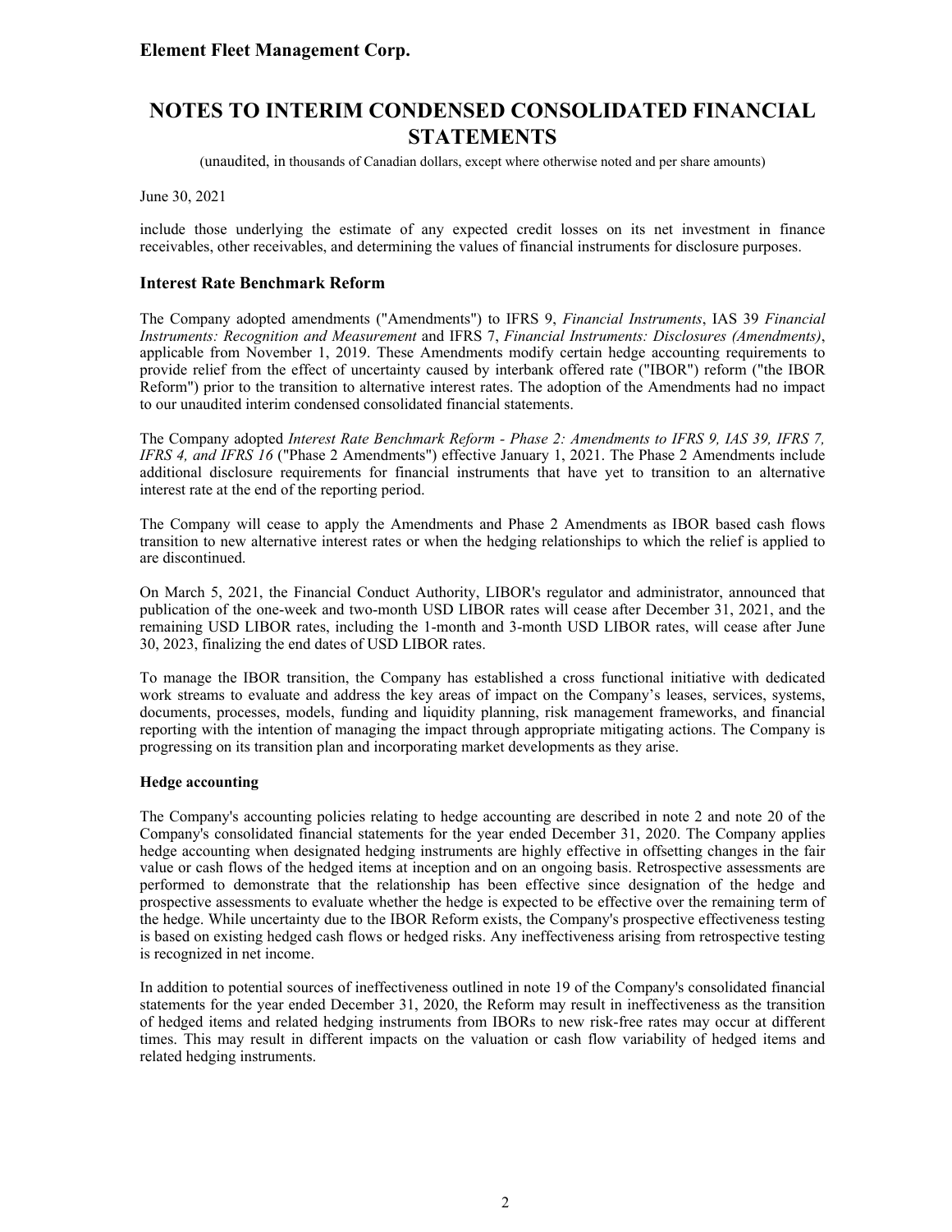include those underlying the estimate of any expected credit losses on its net investment in finance receivables, other receivables, and determining the values of financial instruments for disclosure purposes.

### Interest Rate Benchmark Reform

The Company adopted amendments ("Amendments") to IFRS 9, *Financial Instruments*, IAS 39 *Financial Instruments: Recognition and Measurement* and IFRS 7, *Financial Instruments: Disclosures (Amendments)*, applicable from November 1, 2019. These Amendments modify certain hedge accounting requirements to provide relief from the effect of uncertainty caused by interbank offered rate ("IBOR") reform ("the IBOR Reform") prior to the transition to alternative interest rates. The adoption of the Amendments had no impact to our unaudited interim condensed consolidated financial statements.

The Company adopted *Interest Rate Benchmark Reform - Phase 2: Amendments to IFRS 9, IAS 39, IFRS 7, IFRS 4, and IFRS 16* ("Phase 2 Amendments") effective January 1, 2021. The Phase 2 Amendments include additional disclosure requirements for financial instruments that have yet to transition to an alternative interest rate at the end of the reporting period.

The Company will cease to apply the Amendments and Phase 2 Amendments as IBOR based cash flows transition to new alternative interest rates or when the hedging relationships to which the relief is applied to are discontinued.

On March 5, 2021, the Financial Conduct Authority, LIBOR's regulator and administrator, announced that publication of the one-week and two-month USD LIBOR rates will cease after December 31, 2021, and the remaining USD LIBOR rates, including the 1-month and 3-month USD LIBOR rates, will cease after June 30, 2023, finalizing the end dates of USD LIBOR rates.

To manage the IBOR transition, the Company has established a cross functional initiative with dedicated work streams to evaluate and address the key areas of impact on the Company's leases, services, systems, documents, processes, models, funding and liquidity planning, risk management frameworks, and financial reporting with the intention of managing the impact through appropriate mitigating actions. The Company is progressing on its transition plan and incorporating market developments as they arise.

**Hedge accounting**

The Company's accounting policies relating to hedge accounting are described in note 2 and note 20 of the Company's consolidated financial statements for the year ended December 31, 2020. The Company applies hedge accounting when designated hedging instruments are highly effective in offsetting changes in the fair value or cash flows of the hedged items at inception and on an ongoing basis. Retrospective assessments are performed to demonstrate that the relationship has been effective since designation of the hedge and prospective assessments to evaluate whether the hedge is expected to be effective over the remaining term of the hedge. While uncertainty due to the IBOR Reform exists, the Company's prospective effectiveness testing is based on existing hedged cash flows or hedged risks. Any ineffectiveness arising from retrospective testing is recognized in net income.

In addition to potential sources of ineffectiveness outlined in note 19 of the Company's consolidated financial statements for the year ended December 31, 2020, the Reform may result in ineffectiveness as the transition of hedged items and related hedging instruments from IBORs to new risk-free rates may occur at different times. This may result in different impacts on the valuation or cash flow variability of hedged items and related hedging instruments.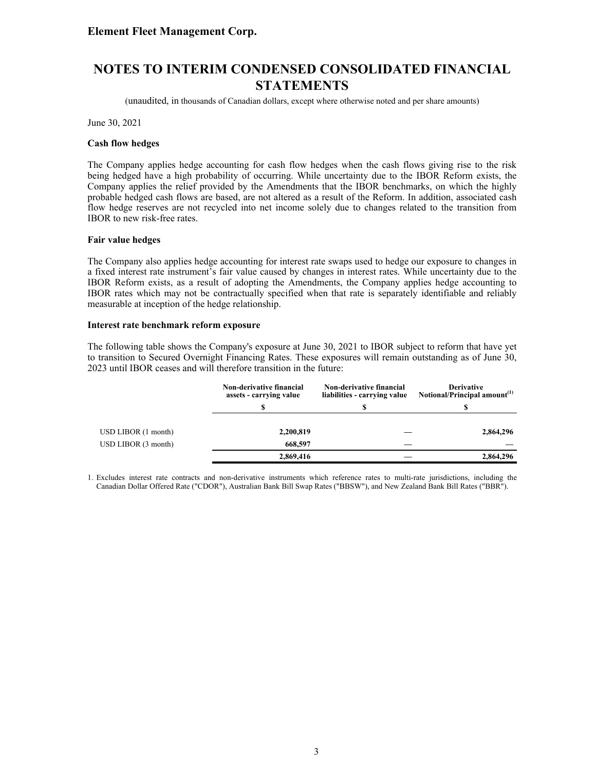**Cash flow hedges**

The Company applies hedge accounting for cash flow hedges when the cash flows giving rise to the risk being hedged have a high probability of occurring. While uncertainty due to the IBOR Reform exists, the Company applies the relief provided by the Amendments that the IBOR benchmarks, on which the highly probable hedged cash flows are based, are not altered as a result of the Reform. In addition, associated cash flow hedge reserves are not recycled into net income solely due to changes related to the transition from IBOR to new risk-free rates.

**Fair value hedges**

The Company also applies hedge accounting for interest rate swaps used to hedge our exposure to changes in a fixed interest rate instrument's fair value caused by changes in interest rates. While uncertainty due to the IBOR Reform exists, as a result of adopting the Amendments, the Company applies hedge accounting to IBOR rates which may not be contractually specified when that rate is separately identifiable and reliably measurable at inception of the hedge relationship.

**Interest rate benchmark reform exposure**

The following table shows the Company's exposure at June 30, 2021 to IBOR subject to reform that have yet to transition to Secured Overnight Financing Rates. These exposures will remain outstanding as of June 30, 2023 until IBOR ceases and will therefore transition in the future:

| | Non-derivative financial assets - carrying value | Non-derivative financial liabilities - carrying value | Derivative Notional/Principal amount[1] |
|---|---|---|---|
| | $ | $ | $ |
| USD LIBOR (1 month) | 2,200,819 | — | 2,864,296 |
| USD LIBOR (3 month) | 668,597 | — | — |
| | **2,869,416** | **—** | **2,864,296** |

1. Excludes interest rate contracts and non-derivative instruments which reference rates to multi-rate jurisdictions, including the Canadian Dollar Offered Rate ("CDOR"), Australian Bank Bill Swap Rates ("BBSW"), and New Zealand Bank Bill Rates ("BBR").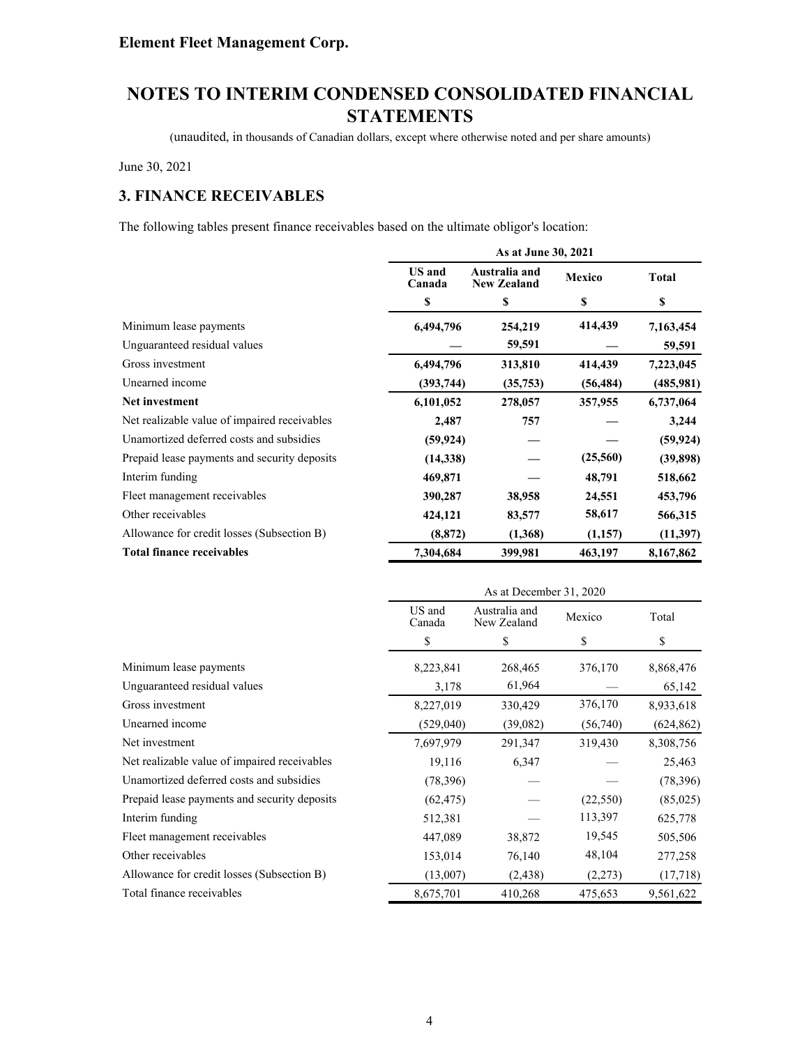# Element Fleet Management Corp.

# NOTES TO INTERIM CONDENSED CONSOLIDATED FINANCIAL STATEMENTS

(unaudited, in thousands of Canadian dollars, except where otherwise noted and per share amounts)

June 30, 2021

## 3. FINANCE RECEIVABLES

The following tables present finance receivables based on the ultimate obligor's location:

| | **As at June 30, 2021** | | | |
|---|---|---|---|---|
| | **US and Canada** | **Australia and New Zealand** | **Mexico** | **Total** |
| | **$** | **$** | **$** | **$** |
| Minimum lease payments | **6,494,796** | **254,219** | **414,439** | **7,163,454** |
| Unguaranteed residual values | **—** | **59,591** | **—** | **59,591** |
| Gross investment | **6,494,796** | **313,810** | **414,439** | **7,223,045** |
| Unearned income | **(393,744)** | **(35,753)** | **(56,484)** | **(485,981)** |
| **Net investment** | **6,101,052** | **278,057** | **357,955** | **6,737,064** |
| Net realizable value of impaired receivables | **2,487** | **757** | **—** | **3,244** |
| Unamortized deferred costs and subsidies | **(59,924)** | **—** | **—** | **(59,924)** |
| Prepaid lease payments and security deposits | **(14,338)** | **—** | **(25,560)** | **(39,898)** |
| Interim funding | **469,871** | **—** | **48,791** | **518,662** |
| Fleet management receivables | **390,287** | **38,958** | **24,551** | **453,796** |
| Other receivables | **424,121** | **83,577** | **58,617** | **566,315** |
| Allowance for credit losses (Subsection B) | **(8,872)** | **(1,368)** | **(1,157)** | **(11,397)** |
| **Total finance receivables** | **7,304,684** | **399,981** | **463,197** | **8,167,862** |

| | As at December 31, 2020 | | | |
|---|---|---|---|---|
| | US and Canada | Australia and New Zealand | Mexico | Total |
| | $ | $ | $ | $ |
| Minimum lease payments | 8,223,841 | 268,465 | 376,170 | 8,868,476 |
| Unguaranteed residual values | 3,178 | 61,964 | — | 65,142 |
| Gross investment | 8,227,019 | 330,429 | 376,170 | 8,933,618 |
| Unearned income | (529,040) | (39,082) | (56,740) | (624,862) |
| Net investment | 7,697,979 | 291,347 | 319,430 | 8,308,756 |
| Net realizable value of impaired receivables | 19,116 | 6,347 | — | 25,463 |
| Unamortized deferred costs and subsidies | (78,396) | — | — | (78,396) |
| Prepaid lease payments and security deposits | (62,475) | — | (22,550) | (85,025) |
| Interim funding | 512,381 | — | 113,397 | 625,778 |
| Fleet management receivables | 447,089 | 38,872 | 19,545 | 505,506 |
| Other receivables | 153,014 | 76,140 | 48,104 | 277,258 |
| Allowance for credit losses (Subsection B) | (13,007) | (2,438) | (2,273) | (17,718) |
| Total finance receivables | 8,675,701 | 410,268 | 475,653 | 9,561,622 |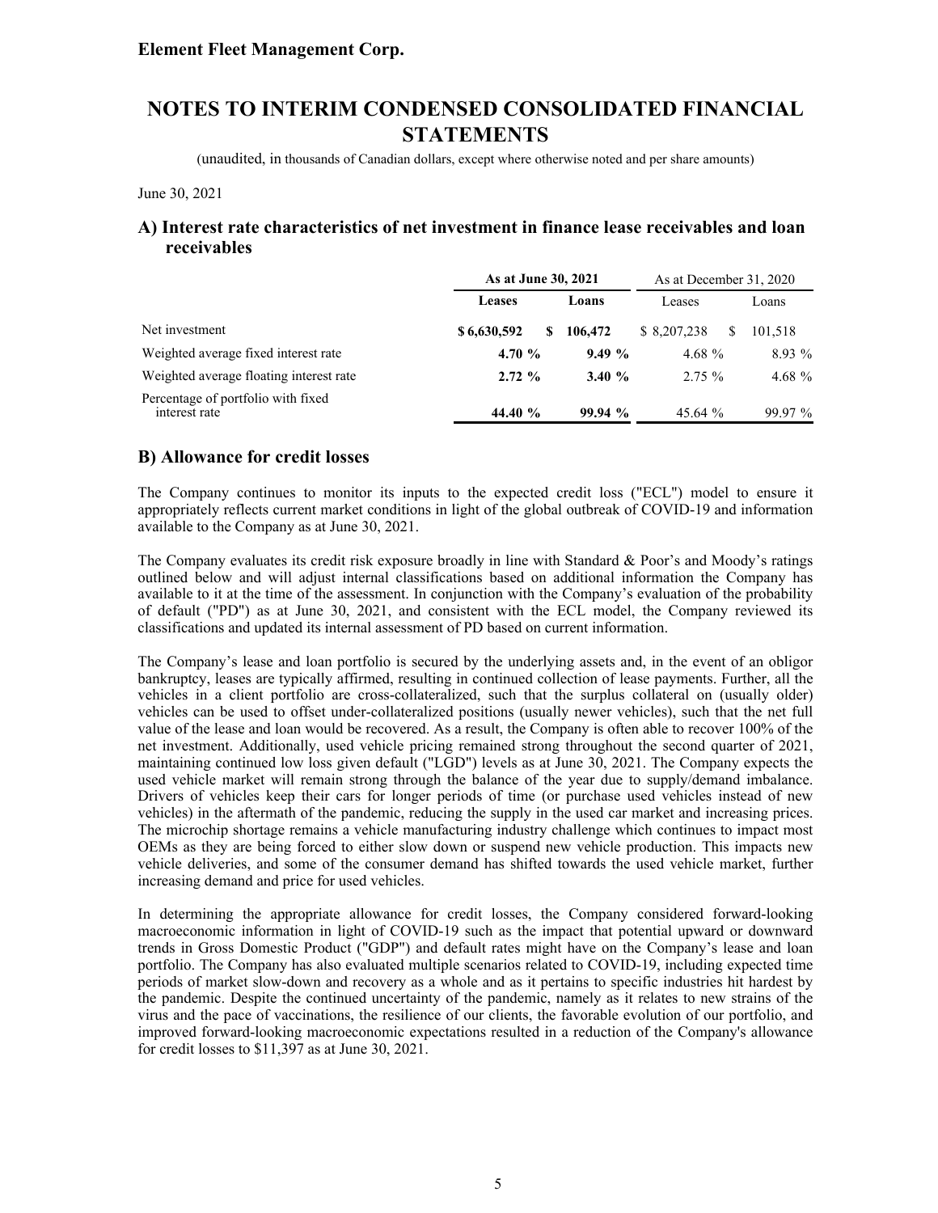**Element Fleet Management Corp.**

# NOTES TO INTERIM CONDENSED CONSOLIDATED FINANCIAL STATEMENTS

(unaudited, in thousands of Canadian dollars, except where otherwise noted and per share amounts)

June 30, 2021

## A) Interest rate characteristics of net investment in finance lease receivables and loan receivables

| | **As at June 30, 2021** | | As at December 31, 2020 | |
|---|---|---|---|---|
| | **Leases** | **Loans** | Leases | Loans |
| Net investment | **$ 6,630,592** | **$ 106,472** | $ 8,207,238 | $ 101,518 |
| Weighted average fixed interest rate | **4.70 %** | **9.49 %** | 4.68 % | 8.93 % |
| Weighted average floating interest rate | **2.72 %** | **3.40 %** | 2.75 % | 4.68 % |
| Percentage of portfolio with fixed interest rate | **44.40 %** | **99.94 %** | 45.64 % | 99.97 % |

## B) Allowance for credit losses

The Company continues to monitor its inputs to the expected credit loss ("ECL") model to ensure it appropriately reflects current market conditions in light of the global outbreak of COVID-19 and information available to the Company as at June 30, 2021.

The Company evaluates its credit risk exposure broadly in line with Standard & Poor's and Moody's ratings outlined below and will adjust internal classifications based on additional information the Company has available to it at the time of the assessment. In conjunction with the Company's evaluation of the probability of default ("PD") as at June 30, 2021, and consistent with the ECL model, the Company reviewed its classifications and updated its internal assessment of PD based on current information.

The Company's lease and loan portfolio is secured by the underlying assets and, in the event of an obligor bankruptcy, leases are typically affirmed, resulting in continued collection of lease payments. Further, all the vehicles in a client portfolio are cross-collateralized, such that the surplus collateral on (usually older) vehicles can be used to offset under-collateralized positions (usually newer vehicles), such that the net full value of the lease and loan would be recovered. As a result, the Company is often able to recover 100% of the net investment. Additionally, used vehicle pricing remained strong throughout the second quarter of 2021, maintaining continued low loss given default ("LGD") levels as at June 30, 2021. The Company expects the used vehicle market will remain strong through the balance of the year due to supply/demand imbalance. Drivers of vehicles keep their cars for longer periods of time (or purchase used vehicles instead of new vehicles) in the aftermath of the pandemic, reducing the supply in the used car market and increasing prices. The microchip shortage remains a vehicle manufacturing industry challenge which continues to impact most OEMs as they are being forced to either slow down or suspend new vehicle production. This impacts new vehicle deliveries, and some of the consumer demand has shifted towards the used vehicle market, further increasing demand and price for used vehicles.

In determining the appropriate allowance for credit losses, the Company considered forward-looking macroeconomic information in light of COVID-19 such as the impact that potential upward or downward trends in Gross Domestic Product ("GDP") and default rates might have on the Company's lease and loan portfolio. The Company has also evaluated multiple scenarios related to COVID-19, including expected time periods of market slow-down and recovery as a whole and as it pertains to specific industries hit hardest by the pandemic. Despite the continued uncertainty of the pandemic, namely as it relates to new strains of the virus and the pace of vaccinations, the resilience of our clients, the favorable evolution of our portfolio, and improved forward-looking macroeconomic expectations resulted in a reduction of the Company's allowance for credit losses to $11,397 as at June 30, 2021.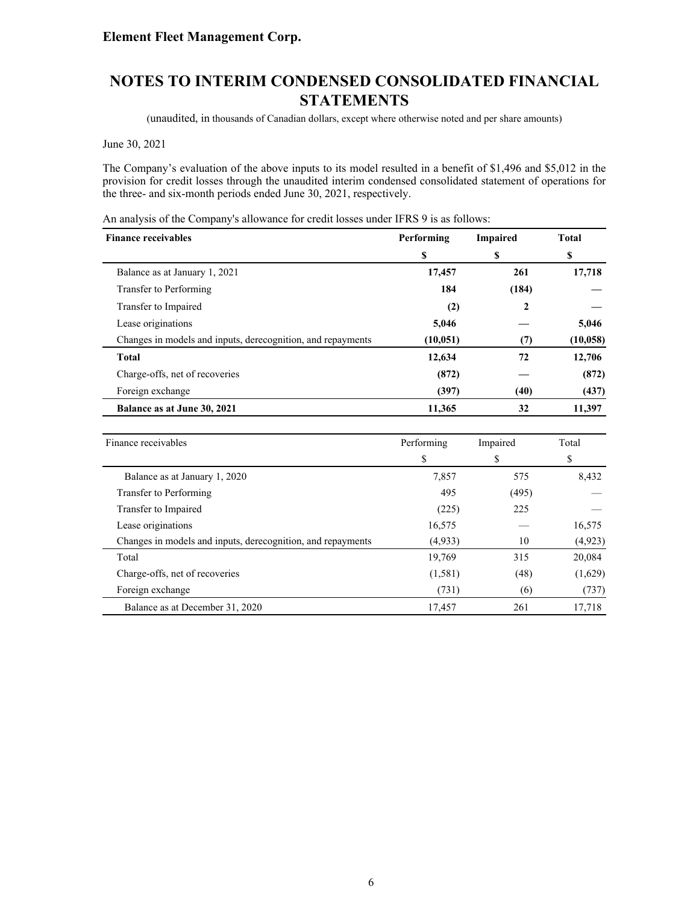The Company's evaluation of the above inputs to its model resulted in a benefit of $1,496 and $5,012 in the provision for credit losses through the unaudited interim condensed consolidated statement of operations for the three- and six-month periods ended June 30, 2021, respectively.

An analysis of the Company's allowance for credit losses under IFRS 9 is as follows:

| **Finance receivables** | **Performing** | **Impaired** | **Total** |
|---|---|---|---|
| | **$** | **$** | **$** |
| Balance as at January 1, 2021 | **17,457** | **261** | **17,718** |
| Transfer to Performing | **184** | **(184)** | **—** |
| Transfer to Impaired | **(2)** | **2** | **—** |
| Lease originations | **5,046** | **—** | **5,046** |
| Changes in models and inputs, derecognition, and repayments | **(10,051)** | **(7)** | **(10,058)** |
| **Total** | **12,634** | **72** | **12,706** |
| Charge-offs, net of recoveries | **(872)** | **—** | **(872)** |
| Foreign exchange | **(397)** | **(40)** | **(437)** |
| **Balance as at June 30, 2021** | **11,365** | **32** | **11,397** |

| Finance receivables | Performing | Impaired | Total |
|---|---|---|---|
| | $ | $ | $ |
| Balance as at January 1, 2020 | 7,857 | 575 | 8,432 |
| Transfer to Performing | 495 | (495) | — |
| Transfer to Impaired | (225) | 225 | — |
| Lease originations | 16,575 | — | 16,575 |
| Changes in models and inputs, derecognition, and repayments | (4,933) | 10 | (4,923) |
| Total | 19,769 | 315 | 20,084 |
| Charge-offs, net of recoveries | (1,581) | (48) | (1,629) |
| Foreign exchange | (731) | (6) | (737) |
| Balance as at December 31, 2020 | 17,457 | 261 | 17,718 |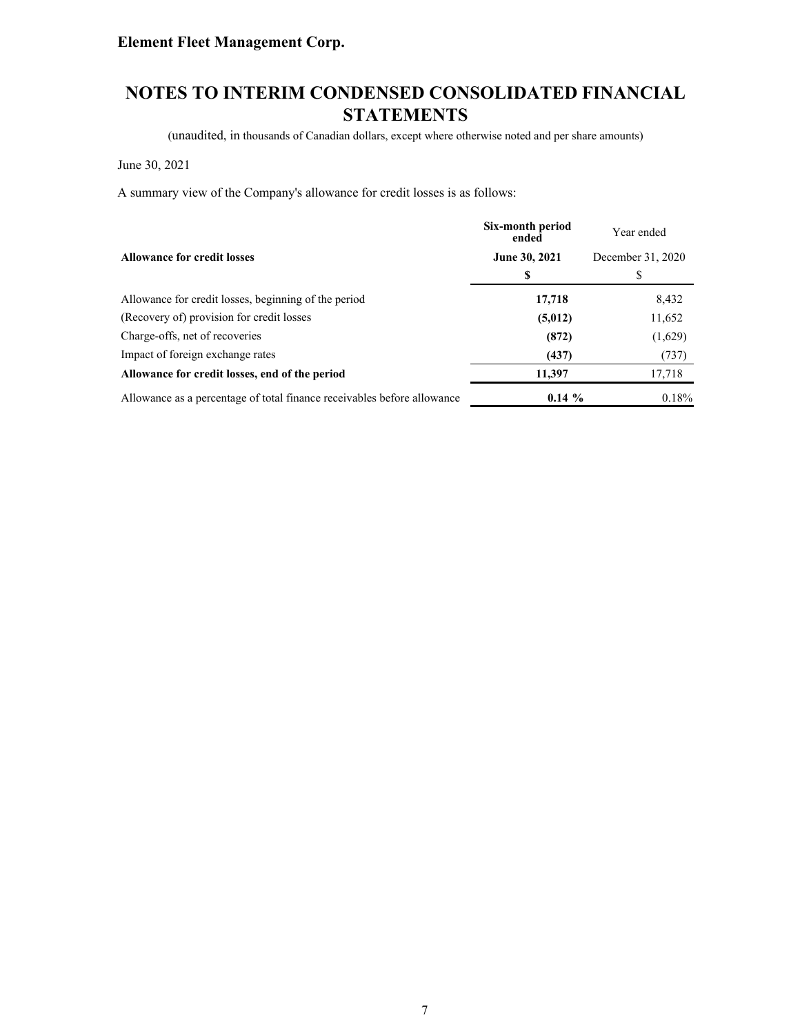**Element Fleet Management Corp.**

# NOTES TO INTERIM CONDENSED CONSOLIDATED FINANCIAL STATEMENTS

(unaudited, in thousands of Canadian dollars, except where otherwise noted and per share amounts)

June 30, 2021

A summary view of the Company's allowance for credit losses is as follows:

| Allowance for credit losses | Six-month period ended June 30, 2021 | Year ended December 31, 2020 |
|---|---|---|
| | **$** | $ |
| Allowance for credit losses, beginning of the period | **17,718** | 8,432 |
| (Recovery of) provision for credit losses | **(5,012)** | 11,652 |
| Charge-offs, net of recoveries | **(872)** | (1,629) |
| Impact of foreign exchange rates | **(437)** | (737) |
| **Allowance for credit losses, end of the period** | **11,397** | 17,718 |
| Allowance as a percentage of total finance receivables before allowance | **0.14 %** | 0.18% |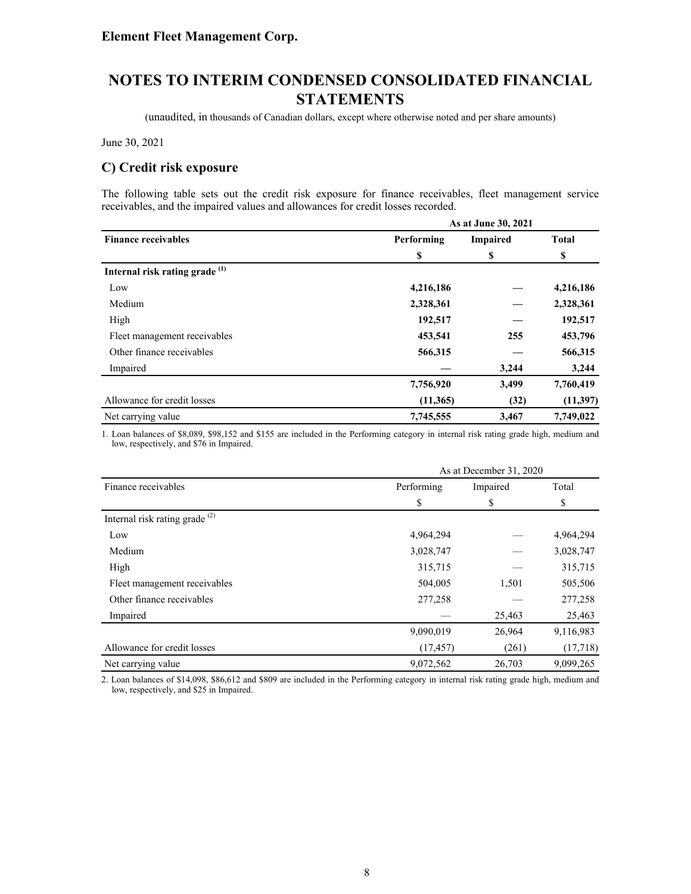# Element Fleet Management Corp.

# NOTES TO INTERIM CONDENSED CONSOLIDATED FINANCIAL STATEMENTS

(unaudited, in thousands of Canadian dollars, except where otherwise noted and per share amounts)

June 30, 2021

## C) Credit risk exposure

The following table sets out the credit risk exposure for finance receivables, fleet management service receivables, and the impaired values and allowances for credit losses recorded.

| | As at June 30, 2021 | | |
|---|---|---|---|
| **Finance receivables** | **Performing** | **Impaired** | **Total** |
| | **$** | **$** | **$** |
| **Internal risk rating grade (1)** | | | |
| Low | **4,216,186** | **—** | **4,216,186** |
| Medium | **2,328,361** | **—** | **2,328,361** |
| High | **192,517** | **—** | **192,517** |
| Fleet management receivables | **453,541** | **255** | **453,796** |
| Other finance receivables | **566,315** | **—** | **566,315** |
| Impaired | **—** | **3,244** | **3,244** |
| | **7,756,920** | **3,499** | **7,760,419** |
| Allowance for credit losses | **(11,365)** | **(32)** | **(11,397)** |
| Net carrying value | **7,745,555** | **3,467** | **7,749,022** |

1. Loan balances of $8,089, $98,152 and $155 are included in the Performing category in internal risk rating grade high, medium and low, respectively, and $76 in Impaired.

| | As at December 31, 2020 | | |
|---|---|---|---|
| Finance receivables | Performing | Impaired | Total |
| | $ | $ | $ |
| Internal risk rating grade (2) | | | |
| Low | 4,964,294 | — | 4,964,294 |
| Medium | 3,028,747 | — | 3,028,747 |
| High | 315,715 | — | 315,715 |
| Fleet management receivables | 504,005 | 1,501 | 505,506 |
| Other finance receivables | 277,258 | — | 277,258 |
| Impaired | — | 25,463 | 25,463 |
| | 9,090,019 | 26,964 | 9,116,983 |
| Allowance for credit losses | (17,457) | (261) | (17,718) |
| Net carrying value | 9,072,562 | 26,703 | 9,099,265 |

2. Loan balances of $14,098, $86,612 and $809 are included in the Performing category in internal risk rating grade high, medium and low, respectively, and $25 in Impaired.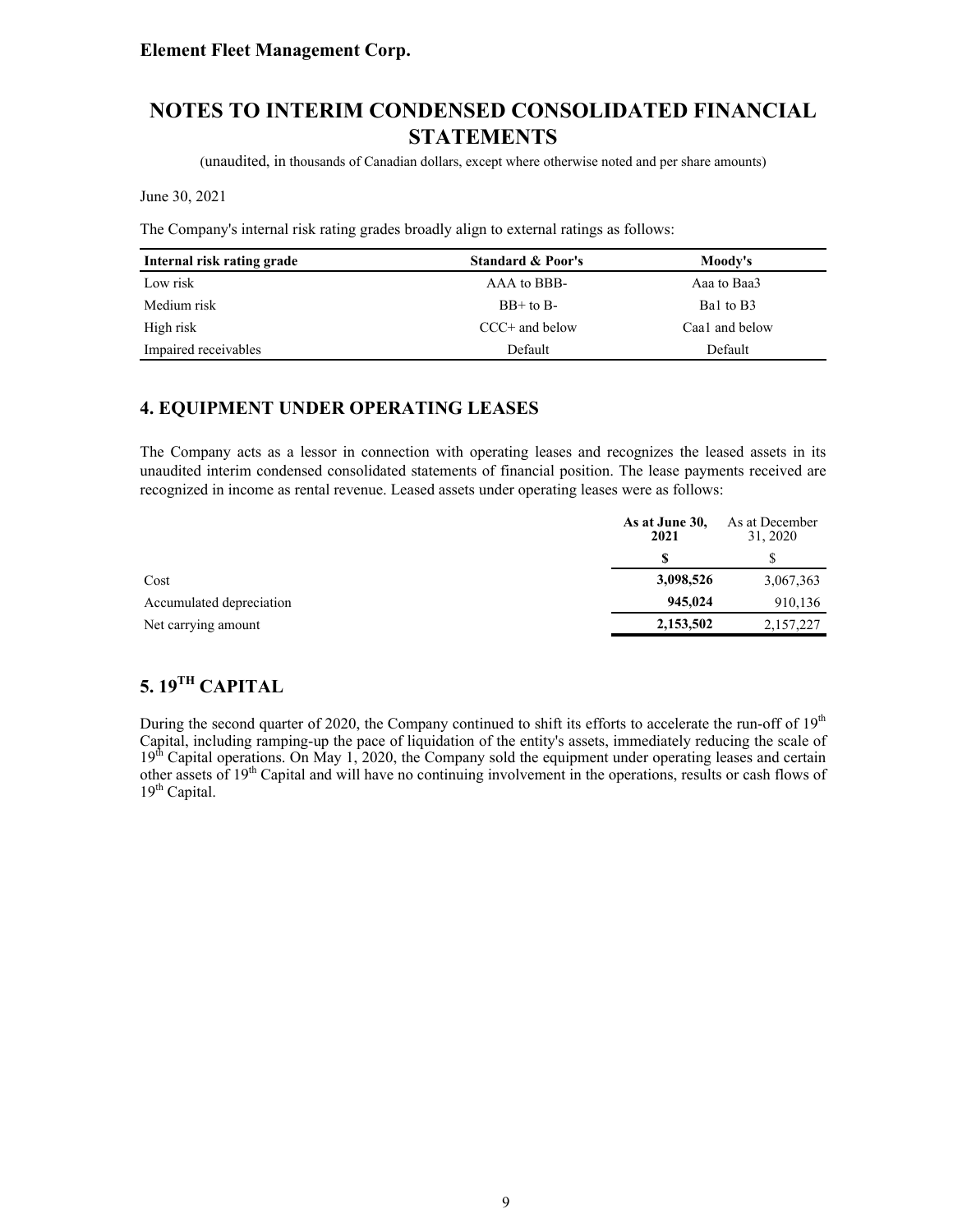**Element Fleet Management Corp.**

# NOTES TO INTERIM CONDENSED CONSOLIDATED FINANCIAL STATEMENTS

(unaudited, in thousands of Canadian dollars, except where otherwise noted and per share amounts)

June 30, 2021

The Company's internal risk rating grades broadly align to external ratings as follows:

| Internal risk rating grade | Standard & Poor's | Moody's |
|---|---|---|
| Low risk | AAA to BBB- | Aaa to Baa3 |
| Medium risk | BB+ to B- | Ba1 to B3 |
| High risk | CCC+ and below | Caa1 and below |
| Impaired receivables | Default | Default |

## 4. EQUIPMENT UNDER OPERATING LEASES

The Company acts as a lessor in connection with operating leases and recognizes the leased assets in its unaudited interim condensed consolidated statements of financial position. The lease payments received are recognized in income as rental revenue. Leased assets under operating leases were as follows:

| | **As at June 30, 2021** | As at December 31, 2020 |
|---|---|---|
| | **$** | $ |
| Cost | **3,098,526** | 3,067,363 |
| Accumulated depreciation | **945,024** | 910,136 |
| Net carrying amount | **2,153,502** | 2,157,227 |

## 5. 19TH CAPITAL

During the second quarter of 2020, the Company continued to shift its efforts to accelerate the run-off of 19th Capital, including ramping-up the pace of liquidation of the entity's assets, immediately reducing the scale of 19th Capital operations. On May 1, 2020, the Company sold the equipment under operating leases and certain other assets of 19th Capital and will have no continuing involvement in the operations, results or cash flows of 19th Capital.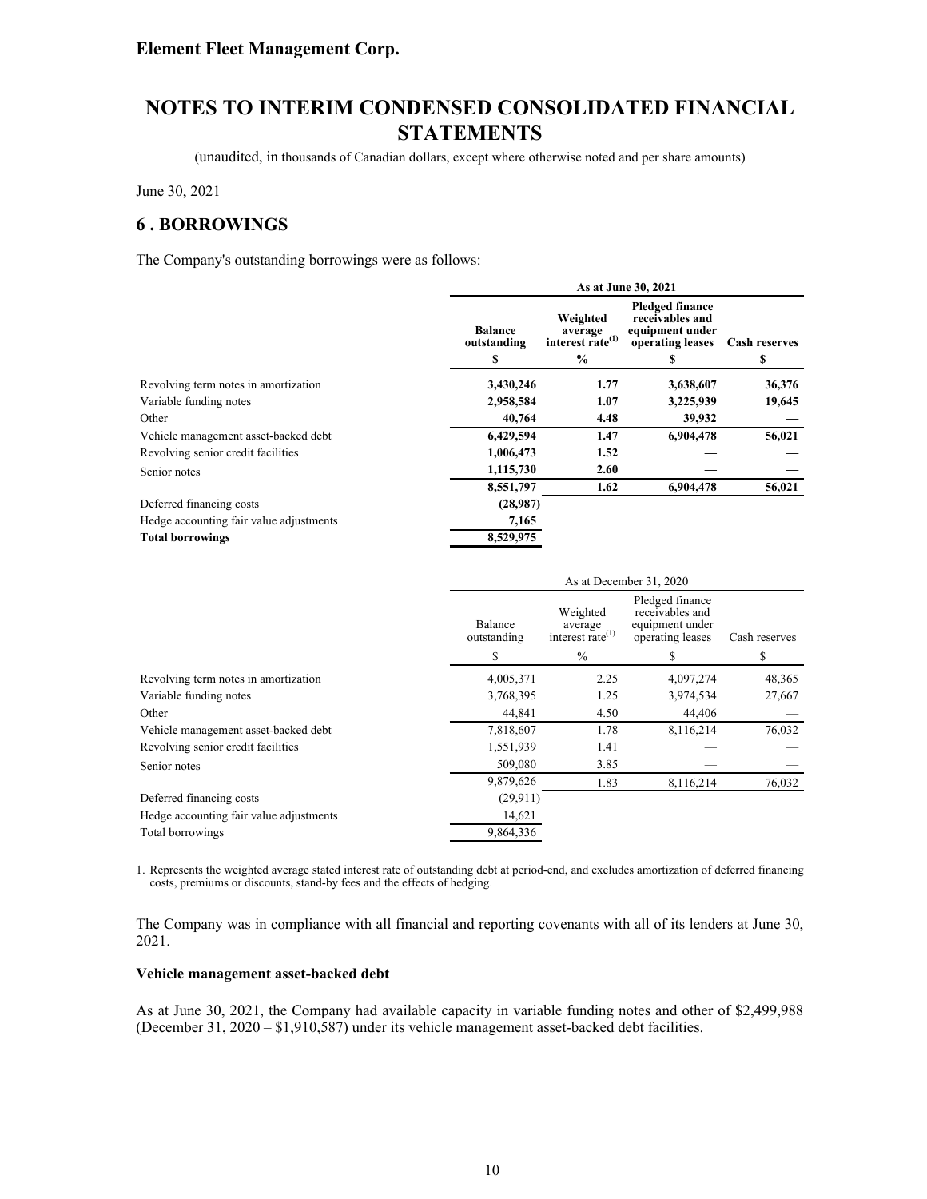**Element Fleet Management Corp.**

# NOTES TO INTERIM CONDENSED CONSOLIDATED FINANCIAL STATEMENTS

(unaudited, in thousands of Canadian dollars, except where otherwise noted and per share amounts)

June 30, 2021

## 6 . BORROWINGS

The Company's outstanding borrowings were as follows:

| | **As at June 30, 2021** | | | |
|---|---|---|---|---|
| | **Balance outstanding** | **Weighted average interest rate(1)** | **Pledged finance receivables and equipment under operating leases** | **Cash reserves** |
| | **$** | **%** | **$** | **$** |
| Revolving term notes in amortization | **3,430,246** | **1.77** | **3,638,607** | **36,376** |
| Variable funding notes | **2,958,584** | **1.07** | **3,225,939** | **19,645** |
| Other | **40,764** | **4.48** | **39,932** | **—** |
| Vehicle management asset-backed debt | **6,429,594** | **1.47** | **6,904,478** | **56,021** |
| Revolving senior credit facilities | **1,006,473** | **1.52** | **—** | **—** |
| Senior notes | **1,115,730** | **2.60** | **—** | **—** |
| | **8,551,797** | **1.62** | **6,904,478** | **56,021** |
| Deferred financing costs | **(28,987)** | | | |
| Hedge accounting fair value adjustments | **7,165** | | | |
| **Total borrowings** | **8,529,975** | | | |

| | As at December 31, 2020 | | | |
|---|---|---|---|---|
| | Balance outstanding | Weighted average interest rate(1) | Pledged finance receivables and equipment under operating leases | Cash reserves |
| | $ | % | $ | $ |
| Revolving term notes in amortization | 4,005,371 | 2.25 | 4,097,274 | 48,365 |
| Variable funding notes | 3,768,395 | 1.25 | 3,974,534 | 27,667 |
| Other | 44,841 | 4.50 | 44,406 | — |
| Vehicle management asset-backed debt | 7,818,607 | 1.78 | 8,116,214 | 76,032 |
| Revolving senior credit facilities | 1,551,939 | 1.41 | — | — |
| Senior notes | 509,080 | 3.85 | — | — |
| | 9,879,626 | 1.83 | 8,116,214 | 76,032 |
| Deferred financing costs | (29,911) | | | |
| Hedge accounting fair value adjustments | 14,621 | | | |
| Total borrowings | 9,864,336 | | | |

1. Represents the weighted average stated interest rate of outstanding debt at period-end, and excludes amortization of deferred financing costs, premiums or discounts, stand-by fees and the effects of hedging.

The Company was in compliance with all financial and reporting covenants with all of its lenders at June 30, 2021.

**Vehicle management asset-backed debt**

As at June 30, 2021, the Company had available capacity in variable funding notes and other of $2,499,988 (December 31, 2020 – $1,910,587) under its vehicle management asset-backed debt facilities.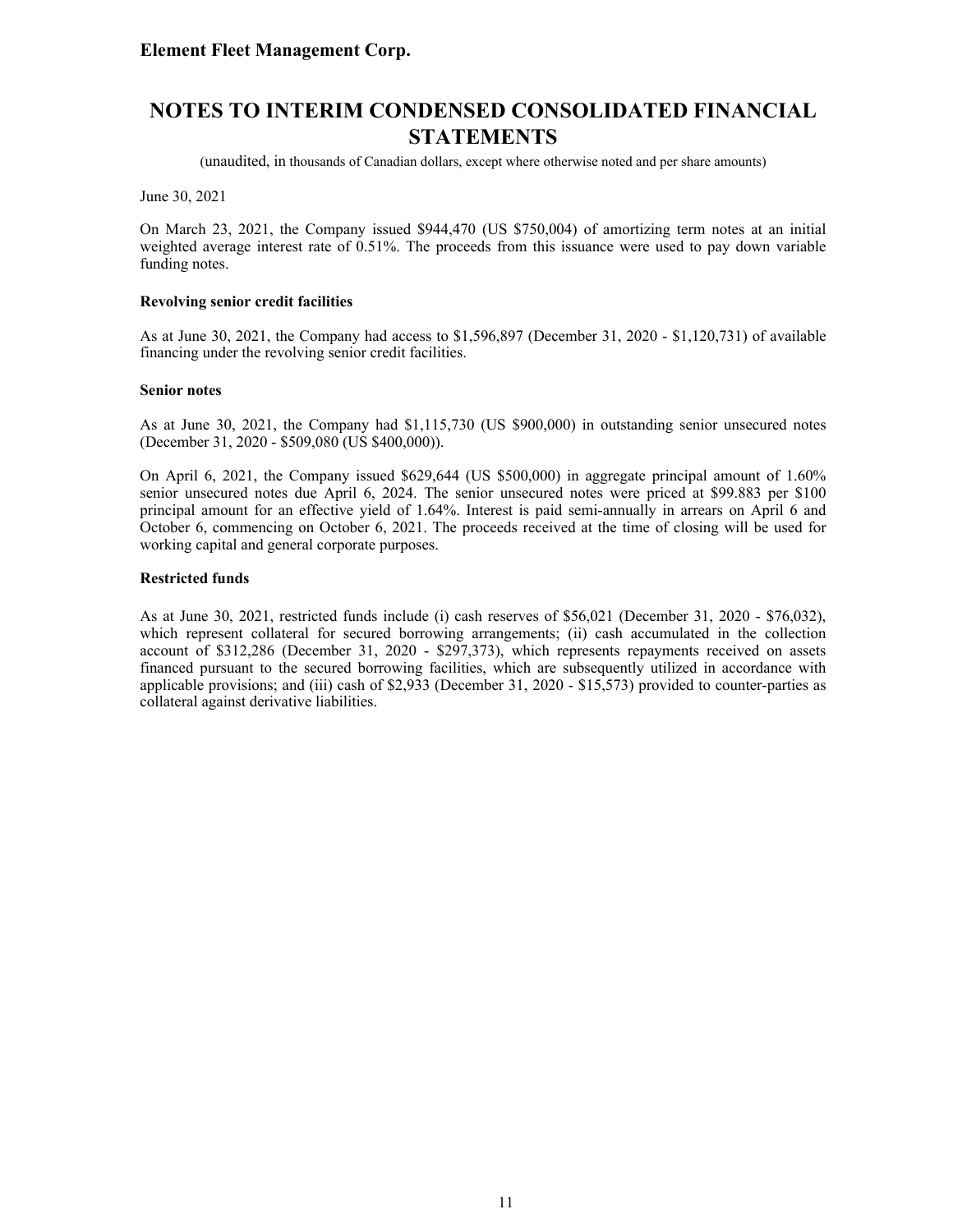June 30, 2021

On March 23, 2021, the Company issued $944,470 (US $750,004) of amortizing term notes at an initial weighted average interest rate of 0.51%. The proceeds from this issuance were used to pay down variable funding notes.

**Revolving senior credit facilities**

As at June 30, 2021, the Company had access to $1,596,897 (December 31, 2020 - $1,120,731) of available financing under the revolving senior credit facilities.

**Senior notes**

As at June 30, 2021, the Company had $1,115,730 (US $900,000) in outstanding senior unsecured notes (December 31, 2020 - $509,080 (US $400,000)).

On April 6, 2021, the Company issued $629,644 (US $500,000) in aggregate principal amount of 1.60% senior unsecured notes due April 6, 2024. The senior unsecured notes were priced at $99.883 per $100 principal amount for an effective yield of 1.64%. Interest is paid semi-annually in arrears on April 6 and October 6, commencing on October 6, 2021. The proceeds received at the time of closing will be used for working capital and general corporate purposes.

**Restricted funds**

As at June 30, 2021, restricted funds include (i) cash reserves of $56,021 (December 31, 2020 - $76,032), which represent collateral for secured borrowing arrangements; (ii) cash accumulated in the collection account of $312,286 (December 31, 2020 - $297,373), which represents repayments received on assets financed pursuant to the secured borrowing facilities, which are subsequently utilized in accordance with applicable provisions; and (iii) cash of $2,933 (December 31, 2020 - $15,573) provided to counter-parties as collateral against derivative liabilities.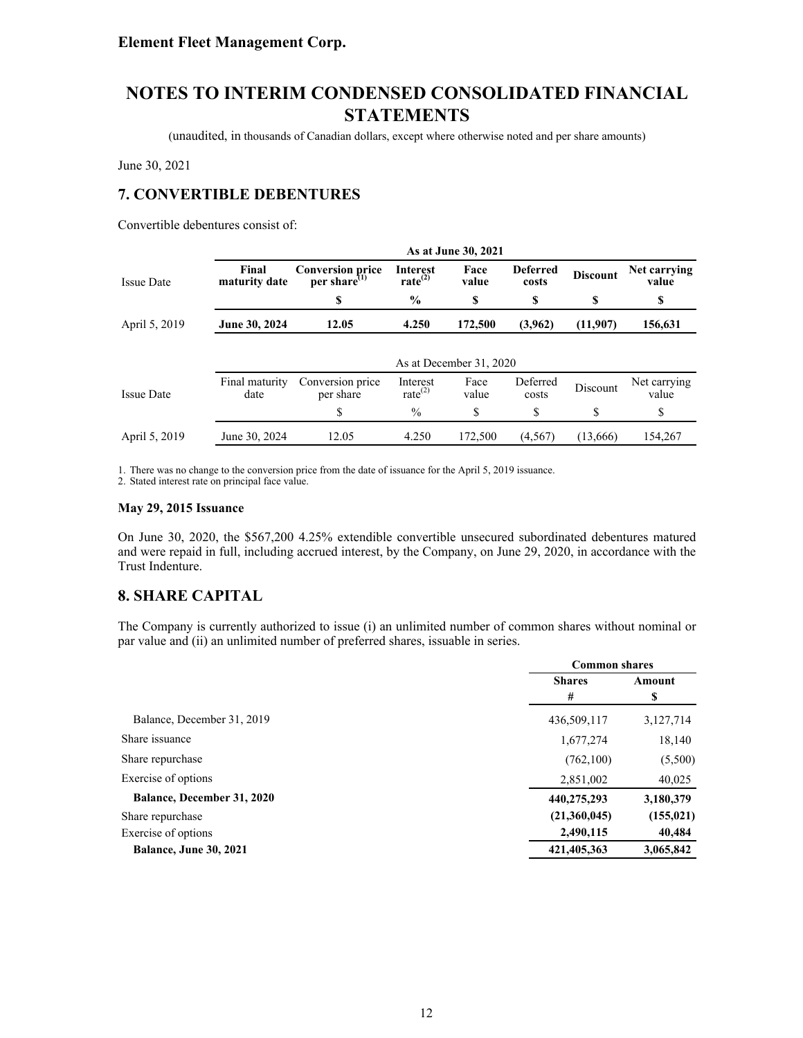# Element Fleet Management Corp.

# NOTES TO INTERIM CONDENSED CONSOLIDATED FINANCIAL STATEMENTS

(unaudited, in thousands of Canadian dollars, except where otherwise noted and per share amounts)

June 30, 2021

## 7. CONVERTIBLE DEBENTURES

Convertible debentures consist of:

| | As at June 30, 2021 | | | | | | |
|---|---|---|---|---|---|---|---|
| Issue Date | **Final maturity date** | **Conversion price per share[1]** | **Interest rate[2]** | **Face value** | **Deferred costs** | **Discount** | **Net carrying value** |
| | | **$** | **%** | **$** | **$** | **$** | **$** |
| April 5, 2019 | **June 30, 2024** | **12.05** | **4.250** | **172,500** | **(3,962)** | **(11,907)** | **156,631** |

| | As at December 31, 2020 | | | | | | |
|---|---|---|---|---|---|---|---|
| Issue Date | Final maturity date | Conversion price per share | Interest rate[2] | Face value | Deferred costs | Discount | Net carrying value |
| | | $ | % | $ | $ | $ | $ |
| April 5, 2019 | June 30, 2024 | 12.05 | 4.250 | 172,500 | (4,567) | (13,666) | 154,267 |

1. There was no change to the conversion price from the date of issuance for the April 5, 2019 issuance.
2. Stated interest rate on principal face value.

**May 29, 2015 Issuance**

On June 30, 2020, the $567,200 4.25% extendible convertible unsecured subordinated debentures matured and were repaid in full, including accrued interest, by the Company, on June 29, 2020, in accordance with the Trust Indenture.

## 8. SHARE CAPITAL

The Company is currently authorized to issue (i) an unlimited number of common shares without nominal or par value and (ii) an unlimited number of preferred shares, issuable in series.

| | Common shares | |
|---|---|---|
| | **Shares** | **Amount** |
| | **#** | **$** |
| Balance, December 31, 2019 | 436,509,117 | 3,127,714 |
| Share issuance | 1,677,274 | 18,140 |
| Share repurchase | (762,100) | (5,500) |
| Exercise of options | 2,851,002 | 40,025 |
| **Balance, December 31, 2020** | **440,275,293** | **3,180,379** |
| Share repurchase | **(21,360,045)** | **(155,021)** |
| Exercise of options | **2,490,115** | **40,484** |
| **Balance, June 30, 2021** | **421,405,363** | **3,065,842** |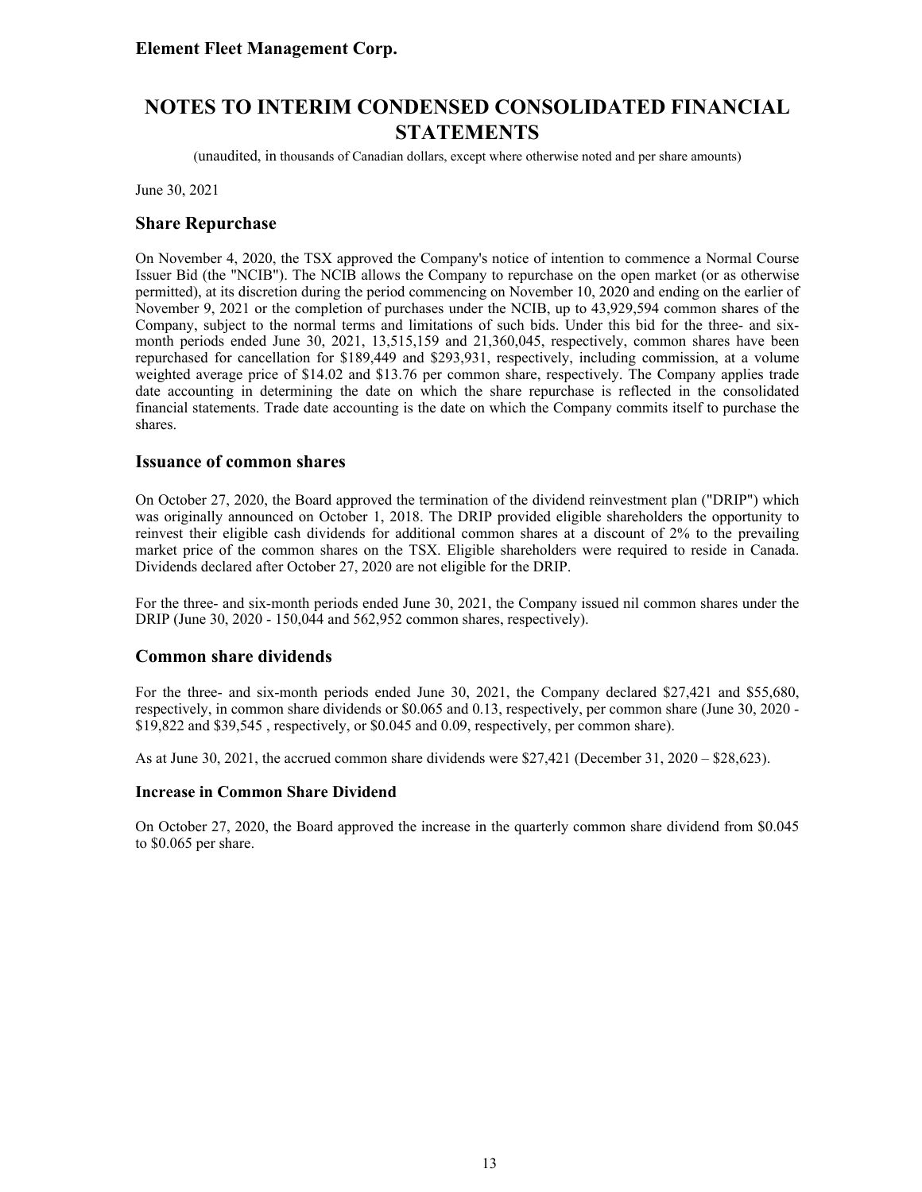Element Fleet Management Corp.

# NOTES TO INTERIM CONDENSED CONSOLIDATED FINANCIAL STATEMENTS

(unaudited, in thousands of Canadian dollars, except where otherwise noted and per share amounts)

June 30, 2021

## Share Repurchase

On November 4, 2020, the TSX approved the Company's notice of intention to commence a Normal Course Issuer Bid (the "NCIB"). The NCIB allows the Company to repurchase on the open market (or as otherwise permitted), at its discretion during the period commencing on November 10, 2020 and ending on the earlier of November 9, 2021 or the completion of purchases under the NCIB, up to 43,929,594 common shares of the Company, subject to the normal terms and limitations of such bids. Under this bid for the three- and six-month periods ended June 30, 2021, 13,515,159 and 21,360,045, respectively, common shares have been repurchased for cancellation for $189,449 and $293,931, respectively, including commission, at a volume weighted average price of $14.02 and $13.76 per common share, respectively. The Company applies trade date accounting in determining the date on which the share repurchase is reflected in the consolidated financial statements. Trade date accounting is the date on which the Company commits itself to purchase the shares.

## Issuance of common shares

On October 27, 2020, the Board approved the termination of the dividend reinvestment plan ("DRIP") which was originally announced on October 1, 2018. The DRIP provided eligible shareholders the opportunity to reinvest their eligible cash dividends for additional common shares at a discount of 2% to the prevailing market price of the common shares on the TSX. Eligible shareholders were required to reside in Canada. Dividends declared after October 27, 2020 are not eligible for the DRIP.

For the three- and six-month periods ended June 30, 2021, the Company issued nil common shares under the DRIP (June 30, 2020 - 150,044 and 562,952 common shares, respectively).

## Common share dividends

For the three- and six-month periods ended June 30, 2021, the Company declared $27,421 and $55,680, respectively, in common share dividends or $0.065 and 0.13, respectively, per common share (June 30, 2020 - $19,822 and $39,545 , respectively, or $0.045 and 0.09, respectively, per common share).

As at June 30, 2021, the accrued common share dividends were $27,421 (December 31, 2020 – $28,623).

### Increase in Common Share Dividend

On October 27, 2020, the Board approved the increase in the quarterly common share dividend from $0.045 to $0.065 per share.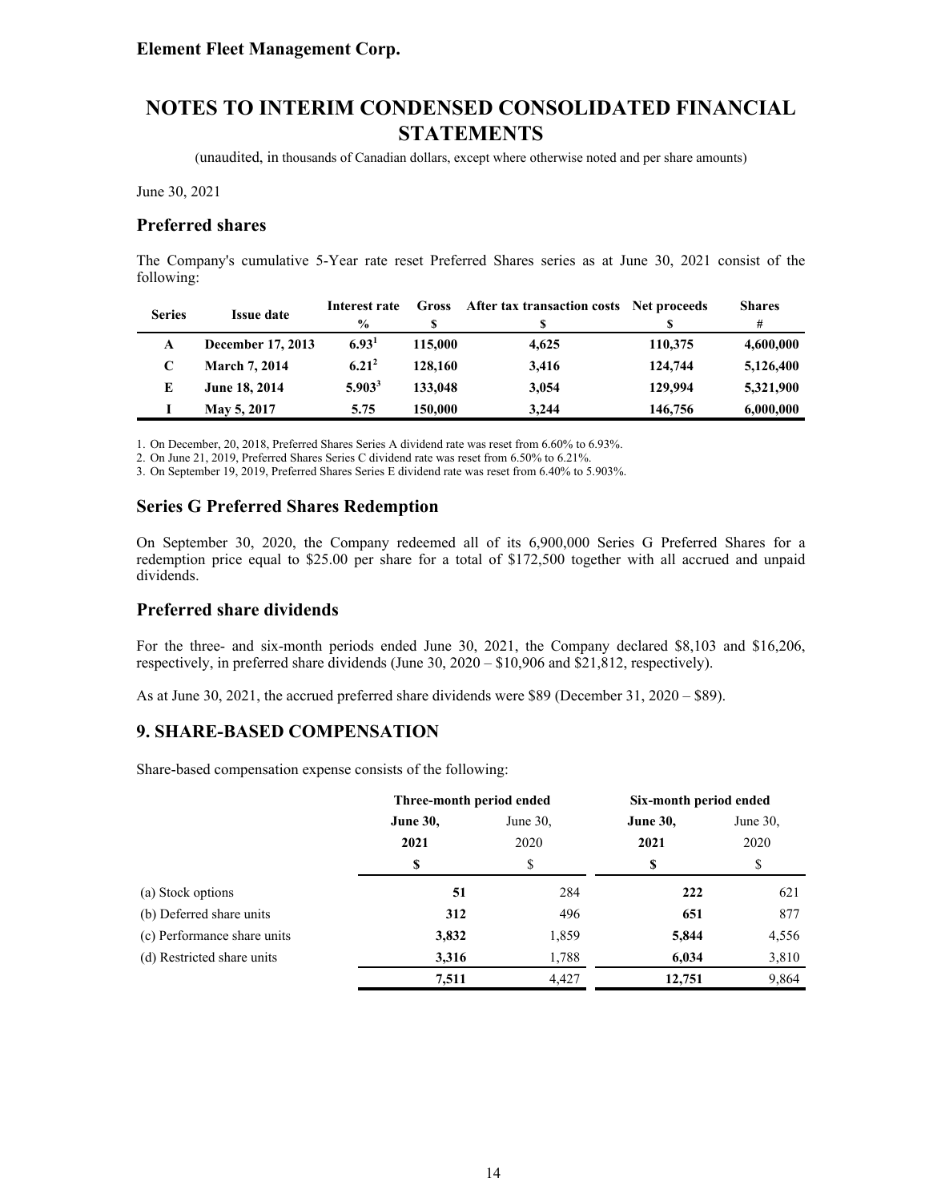# NOTES TO INTERIM CONDENSED CONSOLIDATED FINANCIAL STATEMENTS

(unaudited, in thousands of Canadian dollars, except where otherwise noted and per share amounts)

June 30, 2021

## Preferred shares

The Company's cumulative 5-Year rate reset Preferred Shares series as at June 30, 2021 consist of the following:

| Series | Issue date | Interest rate % | Gross $ | After tax transaction costs $ | Net proceeds $ | Shares # |
|---|---|---|---|---|---|---|
| **A** | **December 17, 2013** | **6.93**[1] | **115,000** | **4,625** | **110,375** | **4,600,000** |
| **C** | **March 7, 2014** | **6.21**[2] | **128,160** | **3,416** | **124,744** | **5,126,400** |
| **E** | **June 18, 2014** | **5.903**[3] | **133,048** | **3,054** | **129,994** | **5,321,900** |
| **I** | **May 5, 2017** | **5.75** | **150,000** | **3,244** | **146,756** | **6,000,000** |

1. On December, 20, 2018, Preferred Shares Series A dividend rate was reset from 6.60% to 6.93%.
2. On June 21, 2019, Preferred Shares Series C dividend rate was reset from 6.50% to 6.21%.
3. On September 19, 2019, Preferred Shares Series E dividend rate was reset from 6.40% to 5.903%.

## Series G Preferred Shares Redemption

On September 30, 2020, the Company redeemed all of its 6,900,000 Series G Preferred Shares for a redemption price equal to $25.00 per share for a total of $172,500 together with all accrued and unpaid dividends.

## Preferred share dividends

For the three- and six-month periods ended June 30, 2021, the Company declared $8,103 and $16,206, respectively, in preferred share dividends (June 30, 2020 – $10,906 and $21,812, respectively).

As at June 30, 2021, the accrued preferred share dividends were $89 (December 31, 2020 – $89).

## 9. SHARE-BASED COMPENSATION

Share-based compensation expense consists of the following:

| | Three-month period ended | | Six-month period ended | |
|---|---|---|---|---|
| | **June 30, 2021** | June 30, 2020 | **June 30, 2021** | June 30, 2020 |
| | **$** | $ | **$** | $ |
| (a) Stock options | **51** | 284 | **222** | 621 |
| (b) Deferred share units | **312** | 496 | **651** | 877 |
| (c) Performance share units | **3,832** | 1,859 | **5,844** | 4,556 |
| (d) Restricted share units | **3,316** | 1,788 | **6,034** | 3,810 |
| | **7,511** | 4,427 | **12,751** | 9,864 |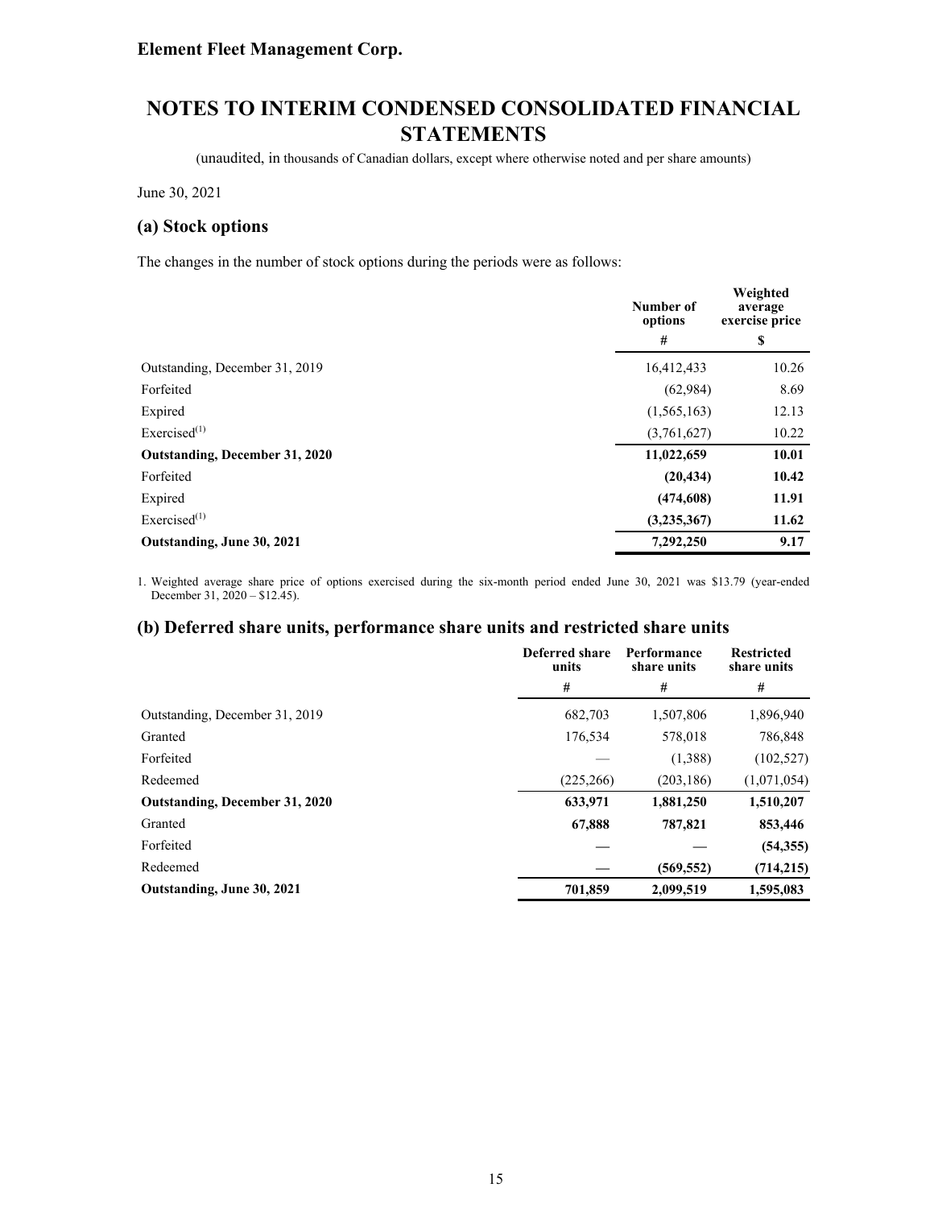Element Fleet Management Corp.

# NOTES TO INTERIM CONDENSED CONSOLIDATED FINANCIAL STATEMENTS

(unaudited, in thousands of Canadian dollars, except where otherwise noted and per share amounts)

June 30, 2021

## (a) Stock options

The changes in the number of stock options during the periods were as follows:

| | Number of options | Weighted average exercise price |
|---|---|---|
| | # | $ |
| Outstanding, December 31, 2019 | 16,412,433 | 10.26 |
| Forfeited | (62,984) | 8.69 |
| Expired | (1,565,163) | 12.13 |
| Exercised[(1)] | (3,761,627) | 10.22 |
| **Outstanding, December 31, 2020** | **11,022,659** | **10.01** |
| Forfeited | **(20,434)** | **10.42** |
| Expired | **(474,608)** | **11.91** |
| Exercised[(1)] | **(3,235,367)** | **11.62** |
| **Outstanding, June 30, 2021** | **7,292,250** | **9.17** |

1. Weighted average share price of options exercised during the six-month period ended June 30, 2021 was $13.79 (year-ended December 31, 2020 – $12.45).

## (b) Deferred share units, performance share units and restricted share units

| | Deferred share units | Performance share units | Restricted share units |
|---|---|---|---|
| | # | # | # |
| Outstanding, December 31, 2019 | 682,703 | 1,507,806 | 1,896,940 |
| Granted | 176,534 | 578,018 | 786,848 |
| Forfeited | — | (1,388) | (102,527) |
| Redeemed | (225,266) | (203,186) | (1,071,054) |
| **Outstanding, December 31, 2020** | **633,971** | **1,881,250** | **1,510,207** |
| Granted | **67,888** | **787,821** | **853,446** |
| Forfeited | **—** | **—** | **(54,355)** |
| Redeemed | **—** | **(569,552)** | **(714,215)** |
| **Outstanding, June 30, 2021** | **701,859** | **2,099,519** | **1,595,083** |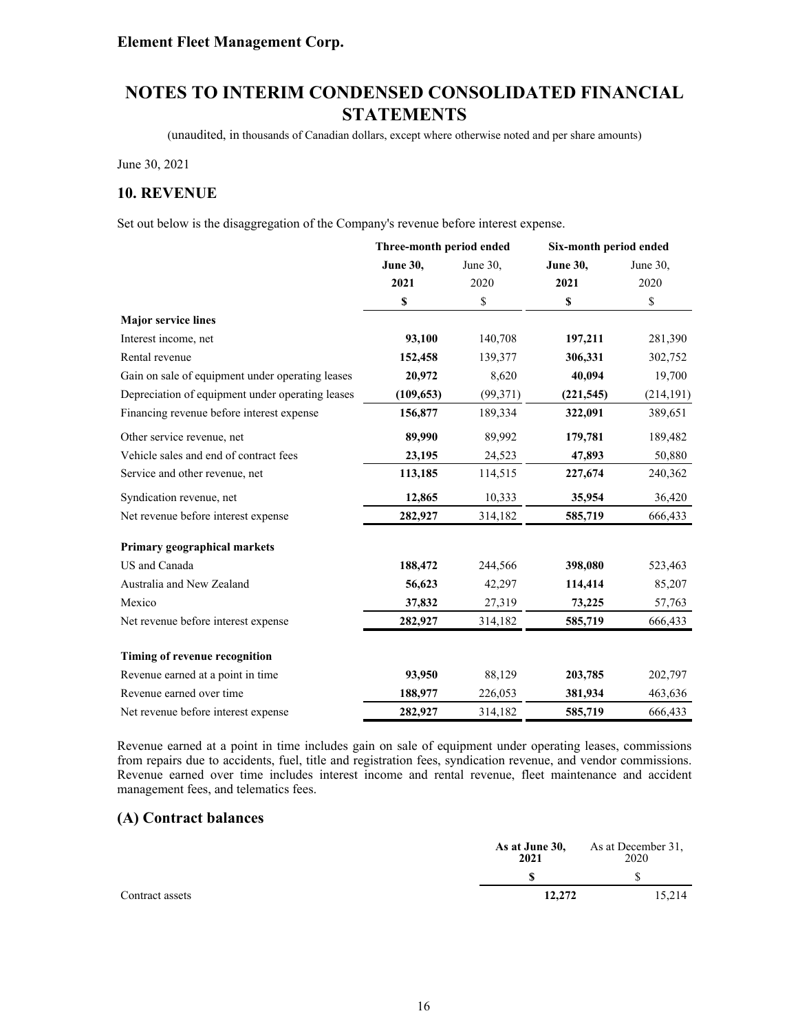**Element Fleet Management Corp.**

# NOTES TO INTERIM CONDENSED CONSOLIDATED FINANCIAL STATEMENTS

(unaudited, in thousands of Canadian dollars, except where otherwise noted and per share amounts)

June 30, 2021

## 10. REVENUE

Set out below is the disaggregation of the Company's revenue before interest expense.

| | Three-month period ended | | Six-month period ended | |
|---|---|---|---|---|
| | **June 30, 2021** | June 30, 2020 | **June 30, 2021** | June 30, 2020 |
| | **$** | $ | **$** | $ |
| **Major service lines** | | | | |
| Interest income, net | **93,100** | 140,708 | **197,211** | 281,390 |
| Rental revenue | **152,458** | 139,377 | **306,331** | 302,752 |
| Gain on sale of equipment under operating leases | **20,972** | 8,620 | **40,094** | 19,700 |
| Depreciation of equipment under operating leases | **(109,653)** | (99,371) | **(221,545)** | (214,191) |
| Financing revenue before interest expense | **156,877** | 189,334 | **322,091** | 389,651 |
| Other service revenue, net | **89,990** | 89,992 | **179,781** | 189,482 |
| Vehicle sales and end of contract fees | **23,195** | 24,523 | **47,893** | 50,880 |
| Service and other revenue, net | **113,185** | 114,515 | **227,674** | 240,362 |
| Syndication revenue, net | **12,865** | 10,333 | **35,954** | 36,420 |
| Net revenue before interest expense | **282,927** | 314,182 | **585,719** | 666,433 |
| **Primary geographical markets** | | | | |
| US and Canada | **188,472** | 244,566 | **398,080** | 523,463 |
| Australia and New Zealand | **56,623** | 42,297 | **114,414** | 85,207 |
| Mexico | **37,832** | 27,319 | **73,225** | 57,763 |
| Net revenue before interest expense | **282,927** | 314,182 | **585,719** | 666,433 |
| **Timing of revenue recognition** | | | | |
| Revenue earned at a point in time | **93,950** | 88,129 | **203,785** | 202,797 |
| Revenue earned over time | **188,977** | 226,053 | **381,934** | 463,636 |
| Net revenue before interest expense | **282,927** | 314,182 | **585,719** | 666,433 |

Revenue earned at a point in time includes gain on sale of equipment under operating leases, commissions from repairs due to accidents, fuel, title and registration fees, syndication revenue, and vendor commissions. Revenue earned over time includes interest income and rental revenue, fleet maintenance and accident management fees, and telematics fees.

## (A) Contract balances

| | **As at June 30, 2021** | As at December 31, 2020 |
|---|---|---|
| | **$** | $ |
| Contract assets | **12,272** | 15,214 |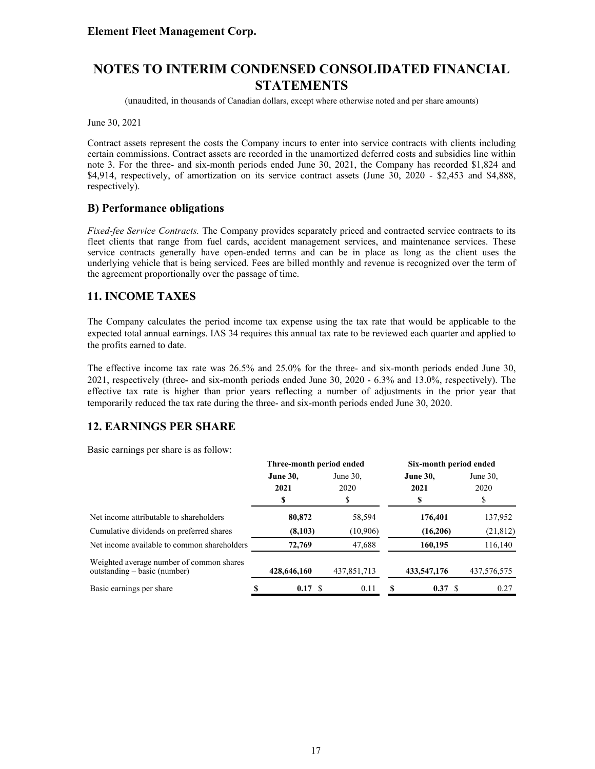June 30, 2021

Contract assets represent the costs the Company incurs to enter into service contracts with clients including certain commissions. Contract assets are recorded in the unamortized deferred costs and subsidies line within note 3. For the three- and six-month periods ended June 30, 2021, the Company has recorded $1,824 and $4,914, respectively, of amortization on its service contract assets (June 30, 2020 - $2,453 and $4,888, respectively).

## B) Performance obligations

*Fixed-fee Service Contracts.* The Company provides separately priced and contracted service contracts to its fleet clients that range from fuel cards, accident management services, and maintenance services. These service contracts generally have open-ended terms and can be in place as long as the client uses the underlying vehicle that is being serviced. Fees are billed monthly and revenue is recognized over the term of the agreement proportionally over the passage of time.

## 11. INCOME TAXES

The Company calculates the period income tax expense using the tax rate that would be applicable to the expected total annual earnings. IAS 34 requires this annual tax rate to be reviewed each quarter and applied to the profits earned to date.

The effective income tax rate was 26.5% and 25.0% for the three- and six-month periods ended June 30, 2021, respectively (three- and six-month periods ended June 30, 2020 - 6.3% and 13.0%, respectively). The effective tax rate is higher than prior years reflecting a number of adjustments in the prior year that temporarily reduced the tax rate during the three- and six-month periods ended June 30, 2020.

## 12. EARNINGS PER SHARE

Basic earnings per share is as follow:

| | Three-month period ended | | Six-month period ended | |
|---|---|---|---|---|
| | **June 30, 2021** | June 30, 2020 | **June 30, 2021** | June 30, 2020 |
| | **$** | $ | **$** | $ |
| Net income attributable to shareholders | **80,872** | 58,594 | **176,401** | 137,952 |
| Cumulative dividends on preferred shares | **(8,103)** | (10,906) | **(16,206)** | (21,812) |
| Net income available to common shareholders | **72,769** | 47,688 | **160,195** | 116,140 |
| Weighted average number of common shares outstanding – basic (number) | **428,646,160** | 437,851,713 | **433,547,176** | 437,576,575 |
| Basic earnings per share | **$ 0.17** | $ 0.11 | **$ 0.37** | $ 0.27 |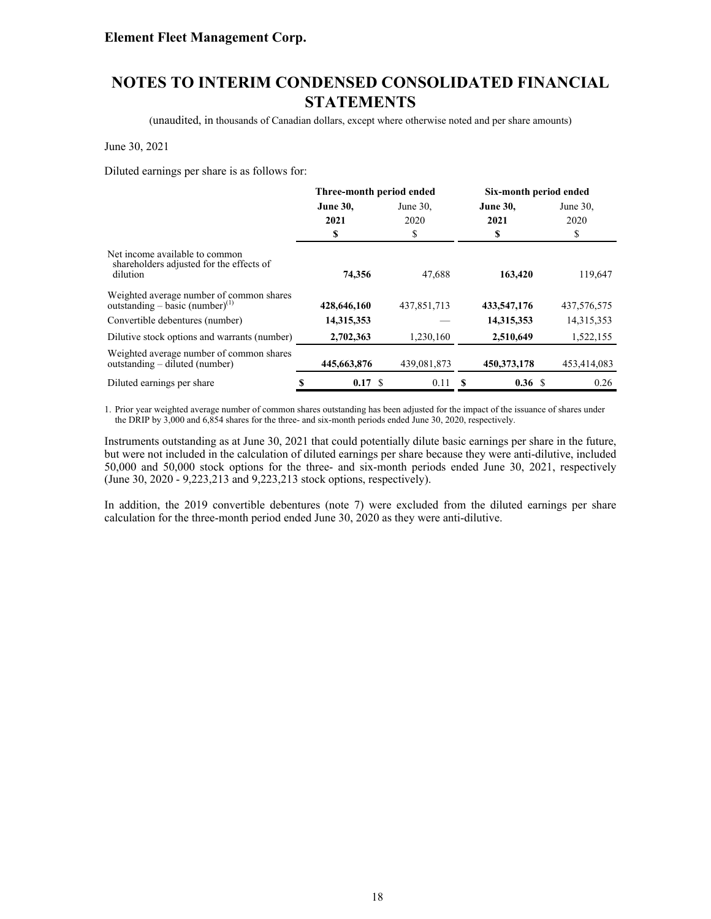Diluted earnings per share is as follows for:

| | Three-month period ended | | Six-month period ended | |
|---|---|---|---|---|
| | **June 30, 2021** | June 30, 2020 | **June 30, 2021** | June 30, 2020 |
| | **$** | $ | **$** | $ |
| Net income available to common shareholders adjusted for the effects of dilution | **74,356** | 47,688 | **163,420** | 119,647 |
| Weighted average number of common shares outstanding – basic (number)[1] | **428,646,160** | 437,851,713 | **433,547,176** | 437,576,575 |
| Convertible debentures (number) | **14,315,353** | — | **14,315,353** | 14,315,353 |
| Dilutive stock options and warrants (number) | **2,702,363** | 1,230,160 | **2,510,649** | 1,522,155 |
| Weighted average number of common shares outstanding – diluted (number) | **445,663,876** | 439,081,873 | **450,373,178** | 453,414,083 |
| Diluted earnings per share | **$ 0.17** | $ 0.11 | **$ 0.36** | $ 0.26 |

1. Prior year weighted average number of common shares outstanding has been adjusted for the impact of the issuance of shares under the DRIP by 3,000 and 6,854 shares for the three- and six-month periods ended June 30, 2020, respectively.

Instruments outstanding as at June 30, 2021 that could potentially dilute basic earnings per share in the future, but were not included in the calculation of diluted earnings per share because they were anti-dilutive, included 50,000 and 50,000 stock options for the three- and six-month periods ended June 30, 2021, respectively (June 30, 2020 - 9,223,213 and 9,223,213 stock options, respectively).

In addition, the 2019 convertible debentures (note 7) were excluded from the diluted earnings per share calculation for the three-month period ended June 30, 2020 as they were anti-dilutive.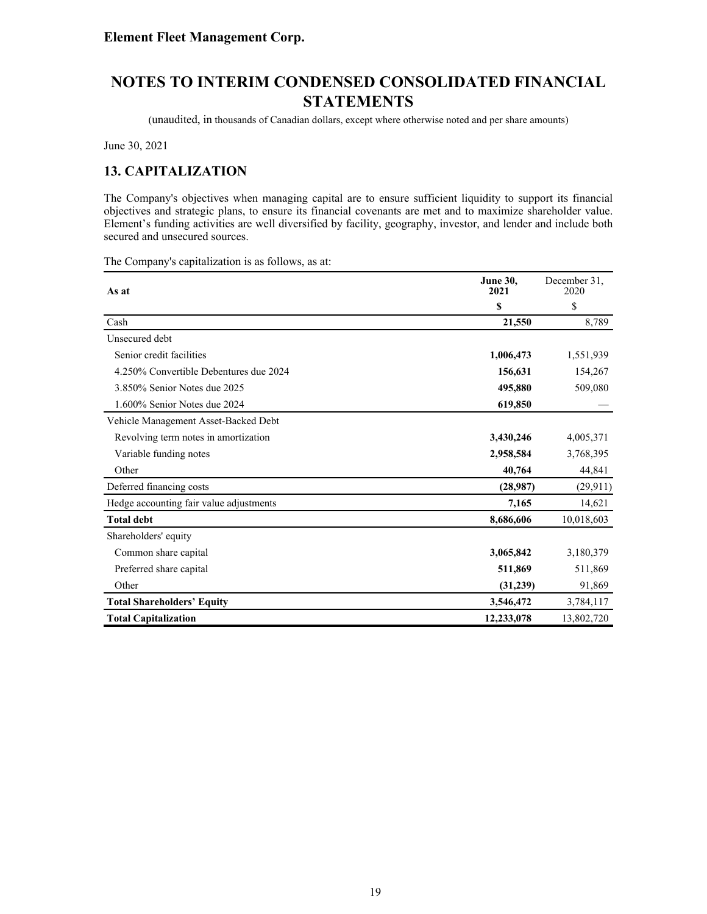Element Fleet Management Corp.

# NOTES TO INTERIM CONDENSED CONSOLIDATED FINANCIAL STATEMENTS

(unaudited, in thousands of Canadian dollars, except where otherwise noted and per share amounts)

June 30, 2021

## 13. CAPITALIZATION

The Company's objectives when managing capital are to ensure sufficient liquidity to support its financial objectives and strategic plans, to ensure its financial covenants are met and to maximize shareholder value. Element's funding activities are well diversified by facility, geography, investor, and lender and include both secured and unsecured sources.

The Company's capitalization is as follows, as at:

| As at | **June 30, 2021** | December 31, 2020 |
|---|---|---|
| | **$** | $ |
| Cash | **21,550** | 8,789 |
| Unsecured debt | | |
| Senior credit facilities | **1,006,473** | 1,551,939 |
| 4.250% Convertible Debentures due 2024 | **156,631** | 154,267 |
| 3.850% Senior Notes due 2025 | **495,880** | 509,080 |
| 1.600% Senior Notes due 2024 | **619,850** | — |
| Vehicle Management Asset-Backed Debt | | |
| Revolving term notes in amortization | **3,430,246** | 4,005,371 |
| Variable funding notes | **2,958,584** | 3,768,395 |
| Other | **40,764** | 44,841 |
| Deferred financing costs | **(28,987)** | (29,911) |
| Hedge accounting fair value adjustments | **7,165** | 14,621 |
| **Total debt** | **8,686,606** | 10,018,603 |
| Shareholders' equity | | |
| Common share capital | **3,065,842** | 3,180,379 |
| Preferred share capital | **511,869** | 511,869 |
| Other | **(31,239)** | 91,869 |
| **Total Shareholders' Equity** | **3,546,472** | 3,784,117 |
| **Total Capitalization** | **12,233,078** | 13,802,720 |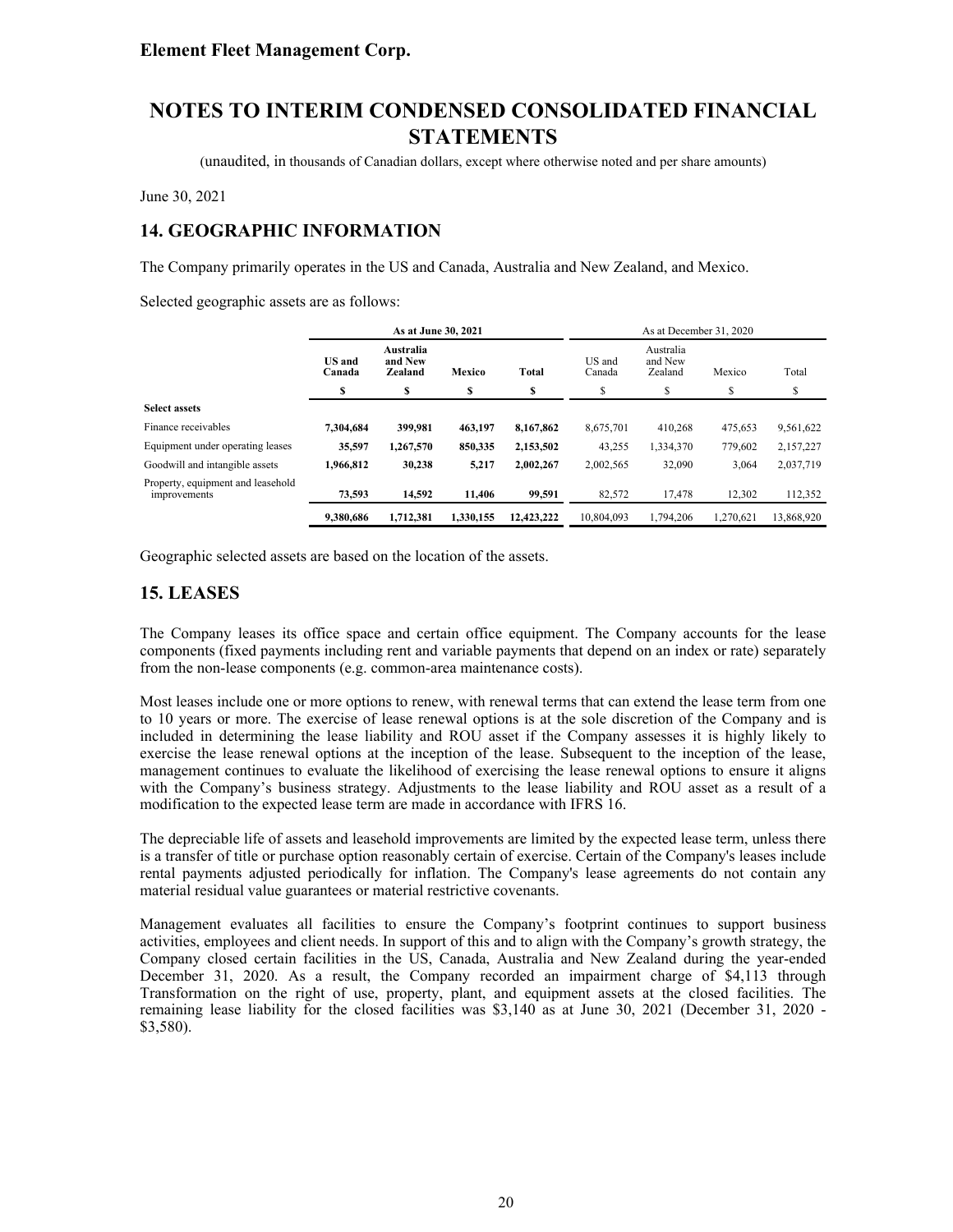**Element Fleet Management Corp.**

# NOTES TO INTERIM CONDENSED CONSOLIDATED FINANCIAL STATEMENTS

(unaudited, in thousands of Canadian dollars, except where otherwise noted and per share amounts)

June 30, 2021

## 14. GEOGRAPHIC INFORMATION

The Company primarily operates in the US and Canada, Australia and New Zealand, and Mexico.

Selected geographic assets are as follows:

| | As at June 30, 2021 | | | | As at December 31, 2020 | | | |
|---|---|---|---|---|---|---|---|---|
| | **US and Canada** | **Australia and New Zealand** | **Mexico** | **Total** | US and Canada | Australia and New Zealand | Mexico | Total |
| | **$** | **$** | **$** | **$** | $ | $ | $ | $ |
| **Select assets** | | | | | | | | |
| Finance receivables | **7,304,684** | **399,981** | **463,197** | **8,167,862** | 8,675,701 | 410,268 | 475,653 | 9,561,622 |
| Equipment under operating leases | **35,597** | **1,267,570** | **850,335** | **2,153,502** | 43,255 | 1,334,370 | 779,602 | 2,157,227 |
| Goodwill and intangible assets | **1,966,812** | **30,238** | **5,217** | **2,002,267** | 2,002,565 | 32,090 | 3,064 | 2,037,719 |
| Property, equipment and leasehold improvements | **73,593** | **14,592** | **11,406** | **99,591** | 82,572 | 17,478 | 12,302 | 112,352 |
| | **9,380,686** | **1,712,381** | **1,330,155** | **12,423,222** | 10,804,093 | 1,794,206 | 1,270,621 | 13,868,920 |

Geographic selected assets are based on the location of the assets.

## 15. LEASES

The Company leases its office space and certain office equipment. The Company accounts for the lease components (fixed payments including rent and variable payments that depend on an index or rate) separately from the non-lease components (e.g. common-area maintenance costs).

Most leases include one or more options to renew, with renewal terms that can extend the lease term from one to 10 years or more. The exercise of lease renewal options is at the sole discretion of the Company and is included in determining the lease liability and ROU asset if the Company assesses it is highly likely to exercise the lease renewal options at the inception of the lease. Subsequent to the inception of the lease, management continues to evaluate the likelihood of exercising the lease renewal options to ensure it aligns with the Company's business strategy. Adjustments to the lease liability and ROU asset as a result of a modification to the expected lease term are made in accordance with IFRS 16.

The depreciable life of assets and leasehold improvements are limited by the expected lease term, unless there is a transfer of title or purchase option reasonably certain of exercise. Certain of the Company's leases include rental payments adjusted periodically for inflation. The Company's lease agreements do not contain any material residual value guarantees or material restrictive covenants.

Management evaluates all facilities to ensure the Company's footprint continues to support business activities, employees and client needs. In support of this and to align with the Company's growth strategy, the Company closed certain facilities in the US, Canada, Australia and New Zealand during the year-ended December 31, 2020. As a result, the Company recorded an impairment charge of $4,113 through Transformation on the right of use, property, plant, and equipment assets at the closed facilities. The remaining lease liability for the closed facilities was $3,140 as at June 30, 2021 (December 31, 2020 - $3,580).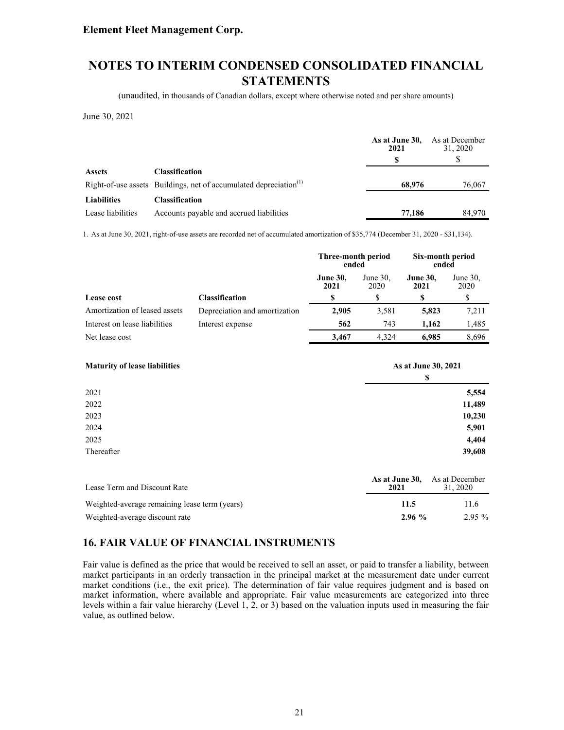June 30, 2021

| | | As at June 30, 2021 | As at December 31, 2020 |
|---|---|---|---|
| | | **$** | $ |
| **Assets** | **Classification** | | |
| Right-of-use assets | Buildings, net of accumulated depreciation[(1)] | **68,976** | 76,067 |
| **Liabilities** | **Classification** | | |
| Lease liabilities | Accounts payable and accrued liabilities | **77,186** | 84,970 |

1. As at June 30, 2021, right-of-use assets are recorded net of accumulated amortization of $35,774 (December 31, 2020 - $31,134).

| | | Three-month period ended | | Six-month period ended | |
|---|---|---|---|---|---|
| | | **June 30, 2021** | June 30, 2020 | **June 30, 2021** | June 30, 2020 |
| **Lease cost** | **Classification** | **$** | $ | **$** | $ |
| Amortization of leased assets | Depreciation and amortization | **2,905** | 3,581 | **5,823** | 7,211 |
| Interest on lease liabilities | Interest expense | **562** | 743 | **1,162** | 1,485 |
| Net lease cost | | **3,467** | 4,324 | **6,985** | 8,696 |

| **Maturity of lease liabilities** | **As at June 30, 2021** |
|---|---|
| | **$** |
| 2021 | **5,554** |
| 2022 | **11,489** |
| 2023 | **10,230** |
| 2024 | **5,901** |
| 2025 | **4,404** |
| Thereafter | **39,608** |

| Lease Term and Discount Rate | As at June 30, 2021 | As at December 31, 2020 |
|---|---|---|
| Weighted-average remaining lease term (years) | **11.5** | 11.6 |
| Weighted-average discount rate | **2.96 %** | 2.95 % |

## 16. FAIR VALUE OF FINANCIAL INSTRUMENTS

Fair value is defined as the price that would be received to sell an asset, or paid to transfer a liability, between market participants in an orderly transaction in the principal market at the measurement date under current market conditions (i.e., the exit price). The determination of fair value requires judgment and is based on market information, where available and appropriate. Fair value measurements are categorized into three levels within a fair value hierarchy (Level 1, 2, or 3) based on the valuation inputs used in measuring the fair value, as outlined below.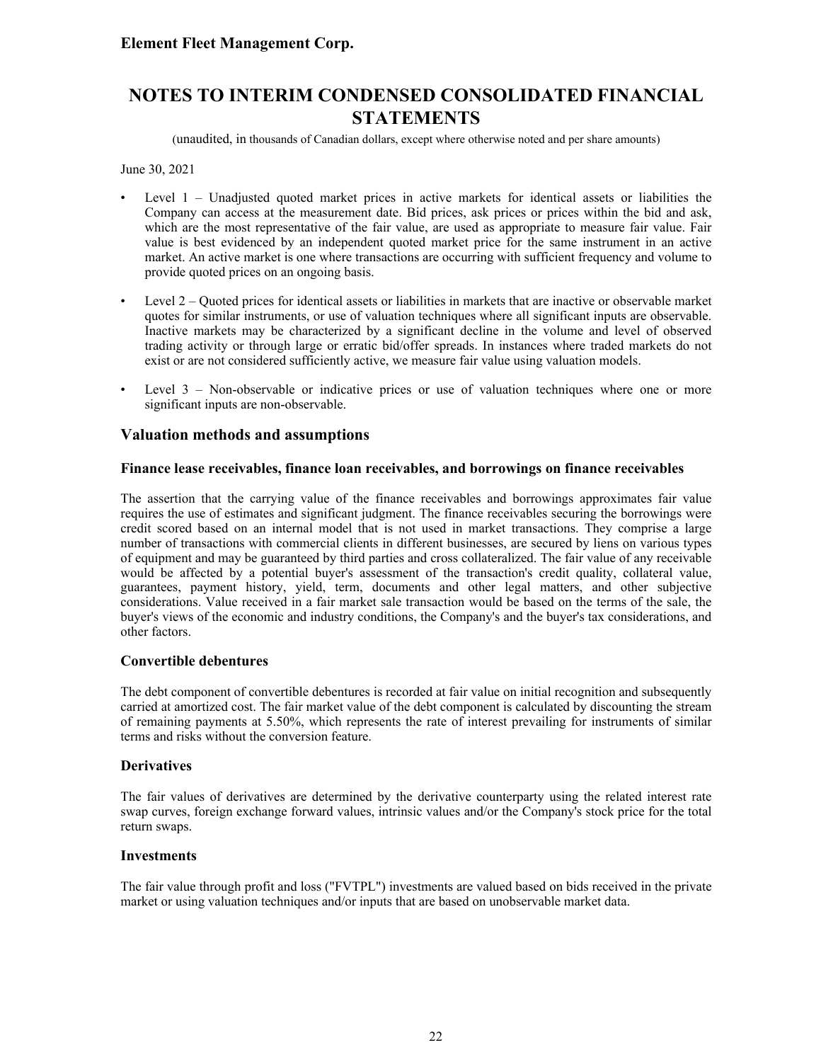June 30, 2021

- Level 1 – Unadjusted quoted market prices in active markets for identical assets or liabilities the Company can access at the measurement date. Bid prices, ask prices or prices within the bid and ask, which are the most representative of the fair value, are used as appropriate to measure fair value. Fair value is best evidenced by an independent quoted market price for the same instrument in an active market. An active market is one where transactions are occurring with sufficient frequency and volume to provide quoted prices on an ongoing basis.
- Level 2 – Quoted prices for identical assets or liabilities in markets that are inactive or observable market quotes for similar instruments, or use of valuation techniques where all significant inputs are observable. Inactive markets may be characterized by a significant decline in the volume and level of observed trading activity or through large or erratic bid/offer spreads. In instances where traded markets do not exist or are not considered sufficiently active, we measure fair value using valuation models.
- Level 3 – Non-observable or indicative prices or use of valuation techniques where one or more significant inputs are non-observable.

## Valuation methods and assumptions

### Finance lease receivables, finance loan receivables, and borrowings on finance receivables

The assertion that the carrying value of the finance receivables and borrowings approximates fair value requires the use of estimates and significant judgment. The finance receivables securing the borrowings were credit scored based on an internal model that is not used in market transactions. They comprise a large number of transactions with commercial clients in different businesses, are secured by liens on various types of equipment and may be guaranteed by third parties and cross collateralized. The fair value of any receivable would be affected by a potential buyer's assessment of the transaction's credit quality, collateral value, guarantees, payment history, yield, term, documents and other legal matters, and other subjective considerations. Value received in a fair market sale transaction would be based on the terms of the sale, the buyer's views of the economic and industry conditions, the Company's and the buyer's tax considerations, and other factors.

### Convertible debentures

The debt component of convertible debentures is recorded at fair value on initial recognition and subsequently carried at amortized cost. The fair market value of the debt component is calculated by discounting the stream of remaining payments at 5.50%, which represents the rate of interest prevailing for instruments of similar terms and risks without the conversion feature.

### Derivatives

The fair values of derivatives are determined by the derivative counterparty using the related interest rate swap curves, foreign exchange forward values, intrinsic values and/or the Company's stock price for the total return swaps.

### Investments

The fair value through profit and loss ("FVTPL") investments are valued based on bids received in the private market or using valuation techniques and/or inputs that are based on unobservable market data.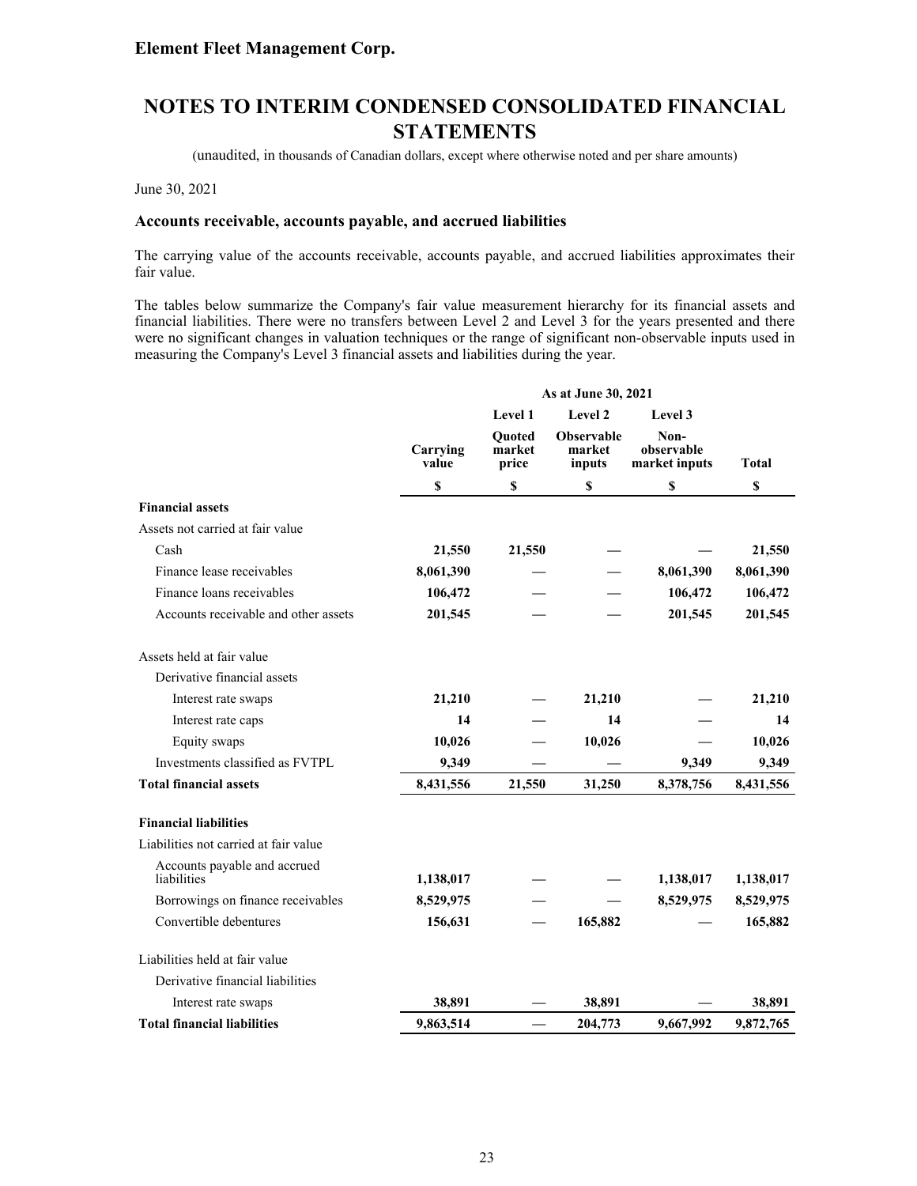**Element Fleet Management Corp.**

# NOTES TO INTERIM CONDENSED CONSOLIDATED FINANCIAL STATEMENTS

(unaudited, in thousands of Canadian dollars, except where otherwise noted and per share amounts)

June 30, 2021

### Accounts receivable, accounts payable, and accrued liabilities

The carrying value of the accounts receivable, accounts payable, and accrued liabilities approximates their fair value.

The tables below summarize the Company's fair value measurement hierarchy for its financial assets and financial liabilities. There were no transfers between Level 2 and Level 3 for the years presented and there were no significant changes in valuation techniques or the range of significant non-observable inputs used in measuring the Company's Level 3 financial assets and liabilities during the year.

| | As at June 30, 2021 | | | | |
|---|---|---|---|---|---|
| | | Level 1 | Level 2 | Level 3 | |
| | Carrying value | Quoted market price | Observable market inputs | Non-observable market inputs | Total |
| | $ | $ | $ | $ | $ |
| **Financial assets** | | | | | |
| Assets not carried at fair value | | | | | |
| Cash | **21,550** | **21,550** | — | — | **21,550** |
| Finance lease receivables | **8,061,390** | — | — | **8,061,390** | **8,061,390** |
| Finance loans receivables | **106,472** | — | — | **106,472** | **106,472** |
| Accounts receivable and other assets | **201,545** | — | — | **201,545** | **201,545** |
| Assets held at fair value | | | | | |
| Derivative financial assets | | | | | |
| Interest rate swaps | **21,210** | — | **21,210** | — | **21,210** |
| Interest rate caps | **14** | — | **14** | — | **14** |
| Equity swaps | **10,026** | — | **10,026** | — | **10,026** |
| Investments classified as FVTPL | **9,349** | — | — | **9,349** | **9,349** |
| **Total financial assets** | **8,431,556** | **21,550** | **31,250** | **8,378,756** | **8,431,556** |
| **Financial liabilities** | | | | | |
| Liabilities not carried at fair value | | | | | |
| Accounts payable and accrued liabilities | **1,138,017** | — | — | **1,138,017** | **1,138,017** |
| Borrowings on finance receivables | **8,529,975** | — | — | **8,529,975** | **8,529,975** |
| Convertible debentures | **156,631** | — | **165,882** | — | **165,882** |
| Liabilities held at fair value | | | | | |
| Derivative financial liabilities | | | | | |
| Interest rate swaps | **38,891** | — | **38,891** | — | **38,891** |
| **Total financial liabilities** | **9,863,514** | — | **204,773** | **9,667,992** | **9,872,765** |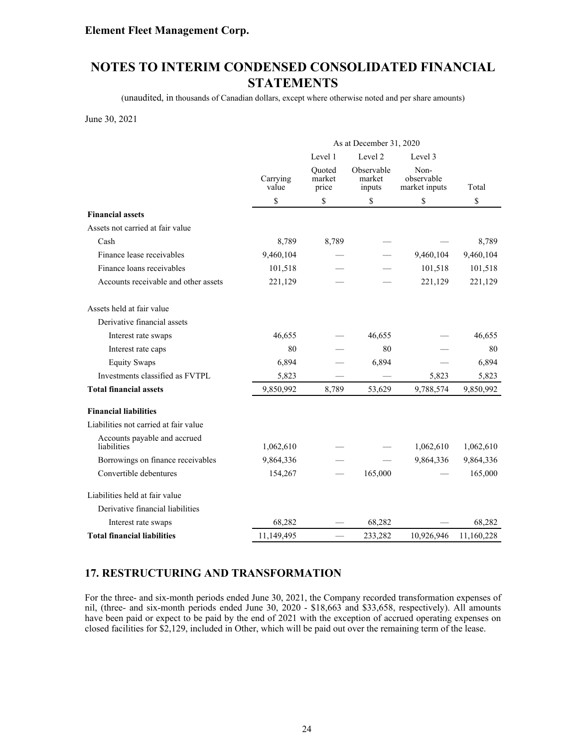**Element Fleet Management Corp.**

# NOTES TO INTERIM CONDENSED CONSOLIDATED FINANCIAL STATEMENTS

(unaudited, in thousands of Canadian dollars, except where otherwise noted and per share amounts)

June 30, 2021

| | As at December 31, 2020 | | | | |
|---|---|---|---|---|---|
| | | Level 1 | Level 2 | Level 3 | |
| | Carrying value | Quoted market price | Observable market inputs | Non-observable market inputs | Total |
| | $ | $ | $ | $ | $ |
| **Financial assets** | | | | | |
| Assets not carried at fair value | | | | | |
| Cash | 8,789 | 8,789 | — | — | 8,789 |
| Finance lease receivables | 9,460,104 | — | — | 9,460,104 | 9,460,104 |
| Finance loans receivables | 101,518 | — | — | 101,518 | 101,518 |
| Accounts receivable and other assets | 221,129 | — | — | 221,129 | 221,129 |
| Assets held at fair value | | | | | |
| Derivative financial assets | | | | | |
| Interest rate swaps | 46,655 | — | 46,655 | — | 46,655 |
| Interest rate caps | 80 | — | 80 | — | 80 |
| Equity Swaps | 6,894 | — | 6,894 | — | 6,894 |
| Investments classified as FVTPL | 5,823 | — | — | 5,823 | 5,823 |
| **Total financial assets** | 9,850,992 | 8,789 | 53,629 | 9,788,574 | 9,850,992 |
| **Financial liabilities** | | | | | |
| Liabilities not carried at fair value | | | | | |
| Accounts payable and accrued liabilities | 1,062,610 | — | — | 1,062,610 | 1,062,610 |
| Borrowings on finance receivables | 9,864,336 | — | — | 9,864,336 | 9,864,336 |
| Convertible debentures | 154,267 | — | 165,000 | — | 165,000 |
| Liabilities held at fair value | | | | | |
| Derivative financial liabilities | | | | | |
| Interest rate swaps | 68,282 | — | 68,282 | — | 68,282 |
| **Total financial liabilities** | 11,149,495 | — | 233,282 | 10,926,946 | 11,160,228 |

## 17. RESTRUCTURING AND TRANSFORMATION

For the three- and six-month periods ended June 30, 2021, the Company recorded transformation expenses of nil, (three- and six-month periods ended June 30, 2020 - $18,663 and $33,658, respectively). All amounts have been paid or expect to be paid by the end of 2021 with the exception of accrued operating expenses on closed facilities for $2,129, included in Other, which will be paid out over the remaining term of the lease.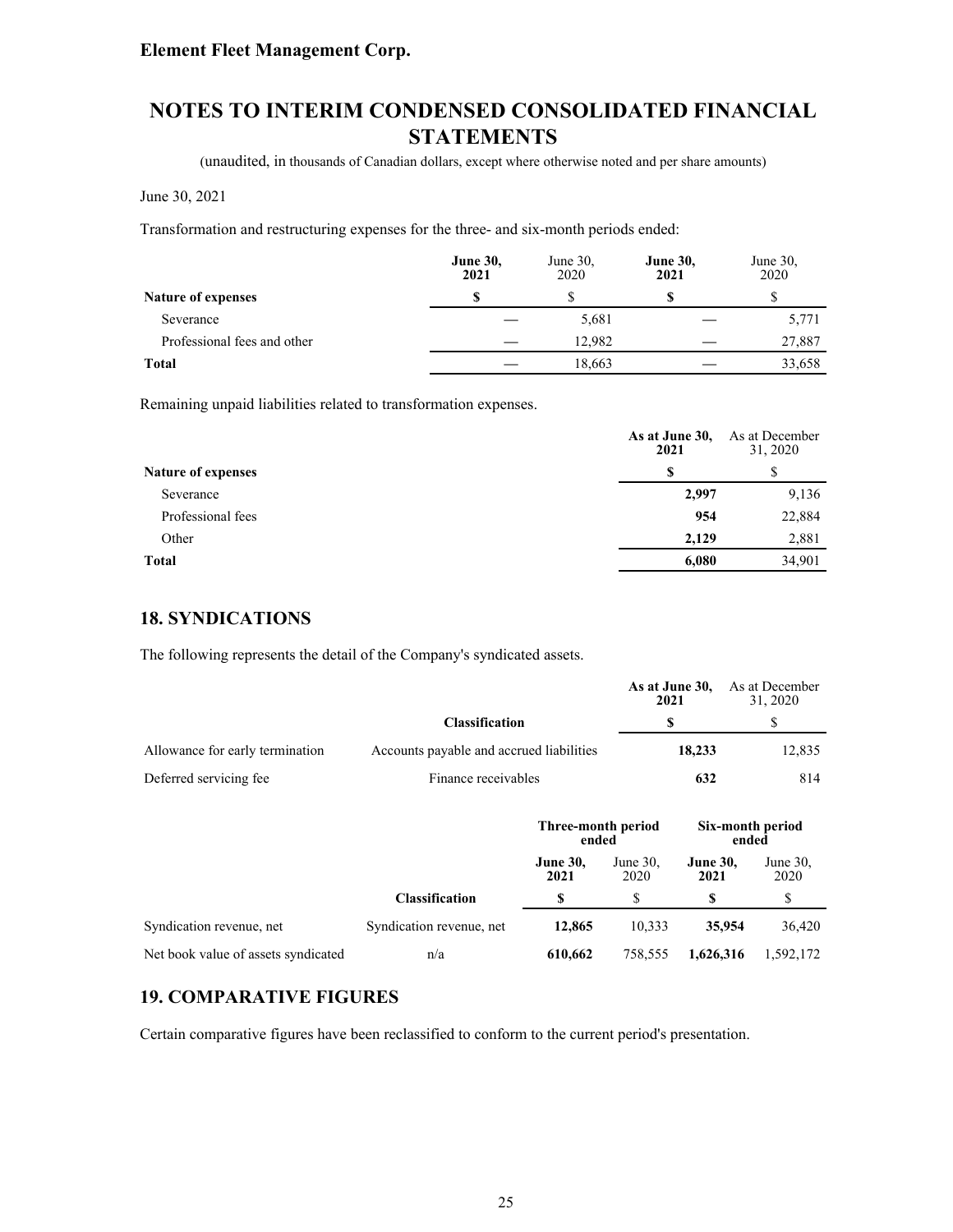Transformation and restructuring expenses for the three- and six-month periods ended:

| | June 30, 2021 | June 30, 2020 | June 30, 2021 | June 30, 2020 |
|---|---|---|---|---|
| **Nature of expenses** | **$** | $ | **$** | $ |
| Severance | — | 5,681 | — | 5,771 |
| Professional fees and other | — | 12,982 | — | 27,887 |
| **Total** | — | 18,663 | — | 33,658 |

Remaining unpaid liabilities related to transformation expenses.

| | As at June 30, 2021 | As at December 31, 2020 |
|---|---|---|
| **Nature of expenses** | **$** | $ |
| Severance | **2,997** | 9,136 |
| Professional fees | **954** | 22,884 |
| Other | **2,129** | 2,881 |
| **Total** | **6,080** | 34,901 |

## 18. SYNDICATIONS

The following represents the detail of the Company's syndicated assets.

| | Classification | As at June 30, 2021 | As at December 31, 2020 |
|---|---|---|---|
| | | **$** | $ |
| Allowance for early termination | Accounts payable and accrued liabilities | **18,233** | 12,835 |
| Deferred servicing fee | Finance receivables | **632** | 814 |

| | | Three-month period ended | | Six-month period ended | |
|---|---|---|---|---|---|
| | | **June 30, 2021** | June 30, 2020 | **June 30, 2021** | June 30, 2020 |
| | **Classification** | **$** | $ | **$** | $ |
| Syndication revenue, net | Syndication revenue, net | **12,865** | 10,333 | **35,954** | 36,420 |
| Net book value of assets syndicated | n/a | **610,662** | 758,555 | **1,626,316** | 1,592,172 |

## 19. COMPARATIVE FIGURES

Certain comparative figures have been reclassified to conform to the current period's presentation.